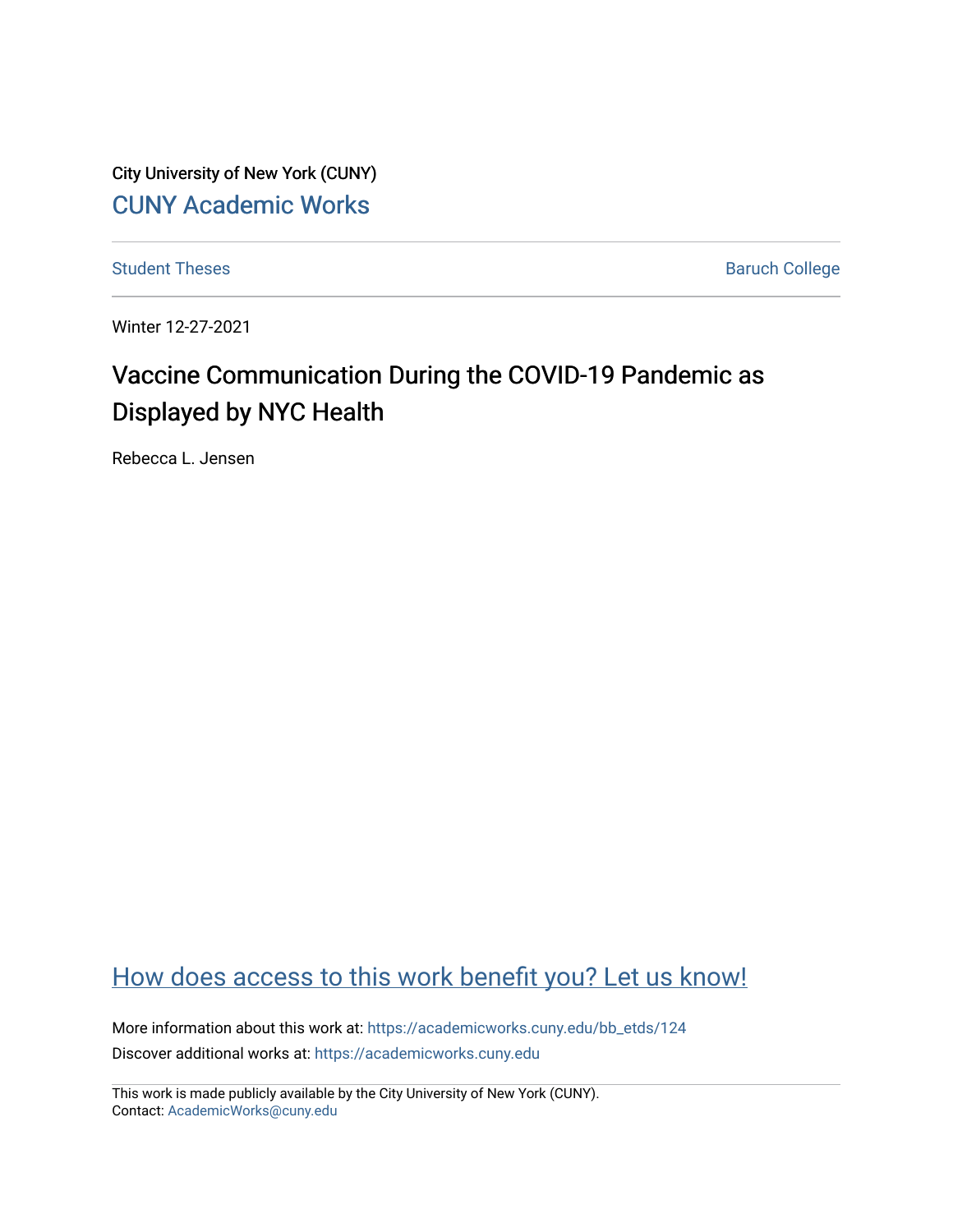City University of New York (CUNY)

CUNY Academic Works

Student Theses | Baruch College

Winter 12-27-2021

# Vaccine Communication During the COVID-19 Pandemic as Displayed by NYC Health

Rebecca L. Jensen

How does access to this work benefit you? Let us know!

More information about this work at: https://academicworks.cuny.edu/bb_etds/124

Discover additional works at: https://academicworks.cuny.edu

This work is made publicly available by the City University of New York (CUNY).
Contact: AcademicWorks@cuny.edu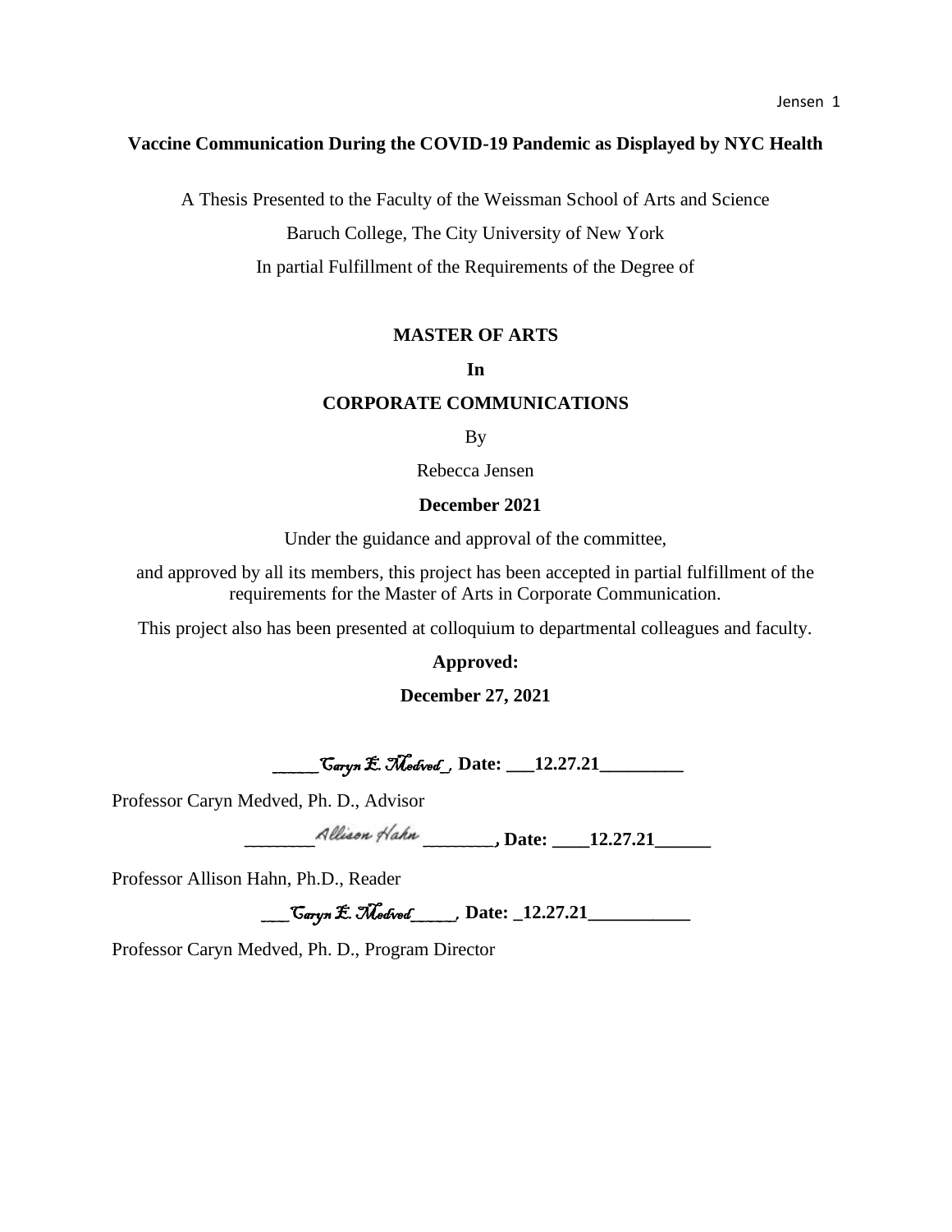**Vaccine Communication During the COVID-19 Pandemic as Displayed by NYC Health**

A Thesis Presented to the Faculty of the Weissman School of Arts and Science

Baruch College, The City University of New York

In partial Fulfillment of the Requirements of the Degree of

**MASTER OF ARTS**

**In**

**CORPORATE COMMUNICATIONS**

By

Rebecca Jensen

**December 2021**

Under the guidance and approval of the committee,

and approved by all its members, this project has been accepted in partial fulfillment of the requirements for the Master of Arts in Corporate Communication.

This project also has been presented at colloquium to departmental colleagues and faculty.

**Approved:**

**December 27, 2021**

**_____*Caryn E. Medved*_, Date: ___12.27.21_________**

Professor Caryn Medved, Ph. D., Advisor

**________*Allison Hahn* ________, Date: ____12.27.21______**

Professor Allison Hahn, Ph.D., Reader

**___*Caryn E. Medved*_____, Date: _12.27.21___________**

Professor Caryn Medved, Ph. D., Program Director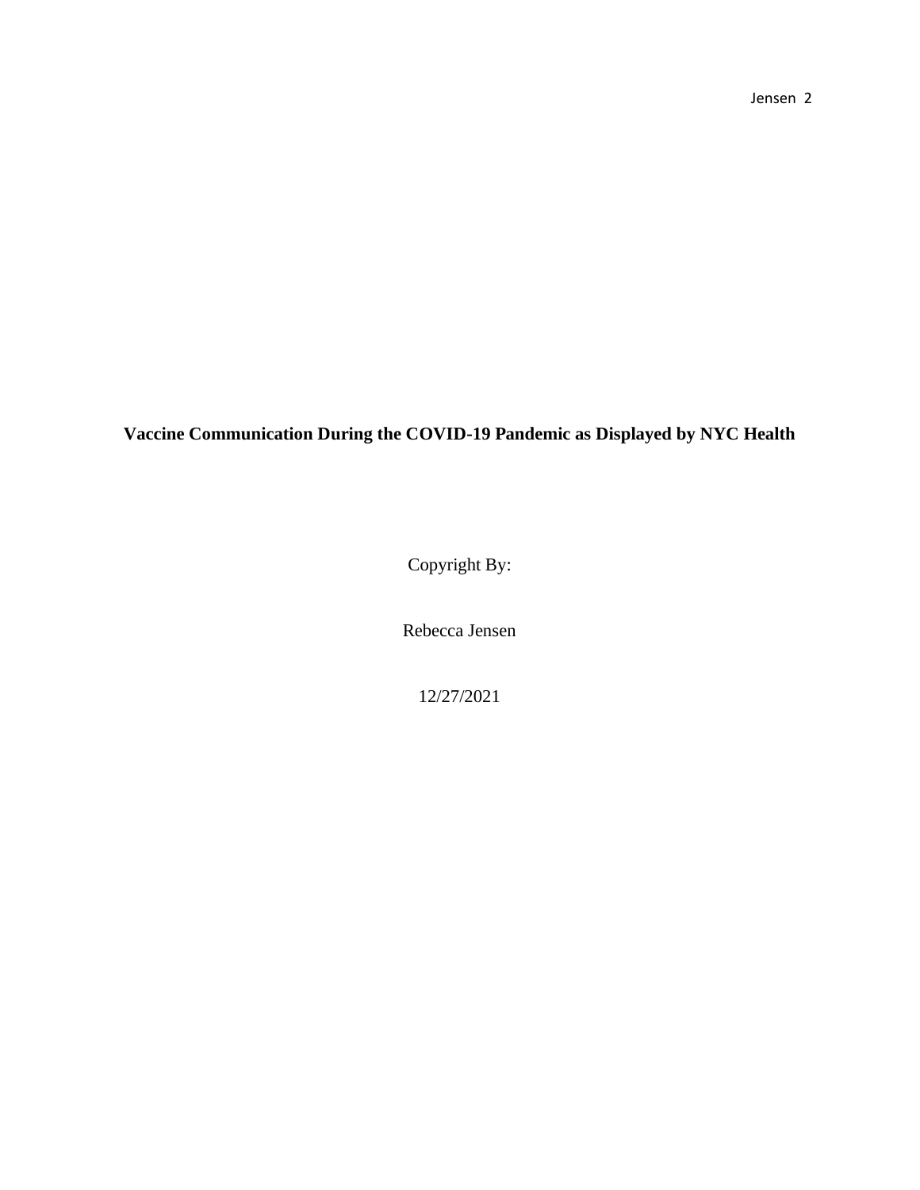**Vaccine Communication During the COVID-19 Pandemic as Displayed by NYC Health**

Copyright By:

Rebecca Jensen

12/27/2021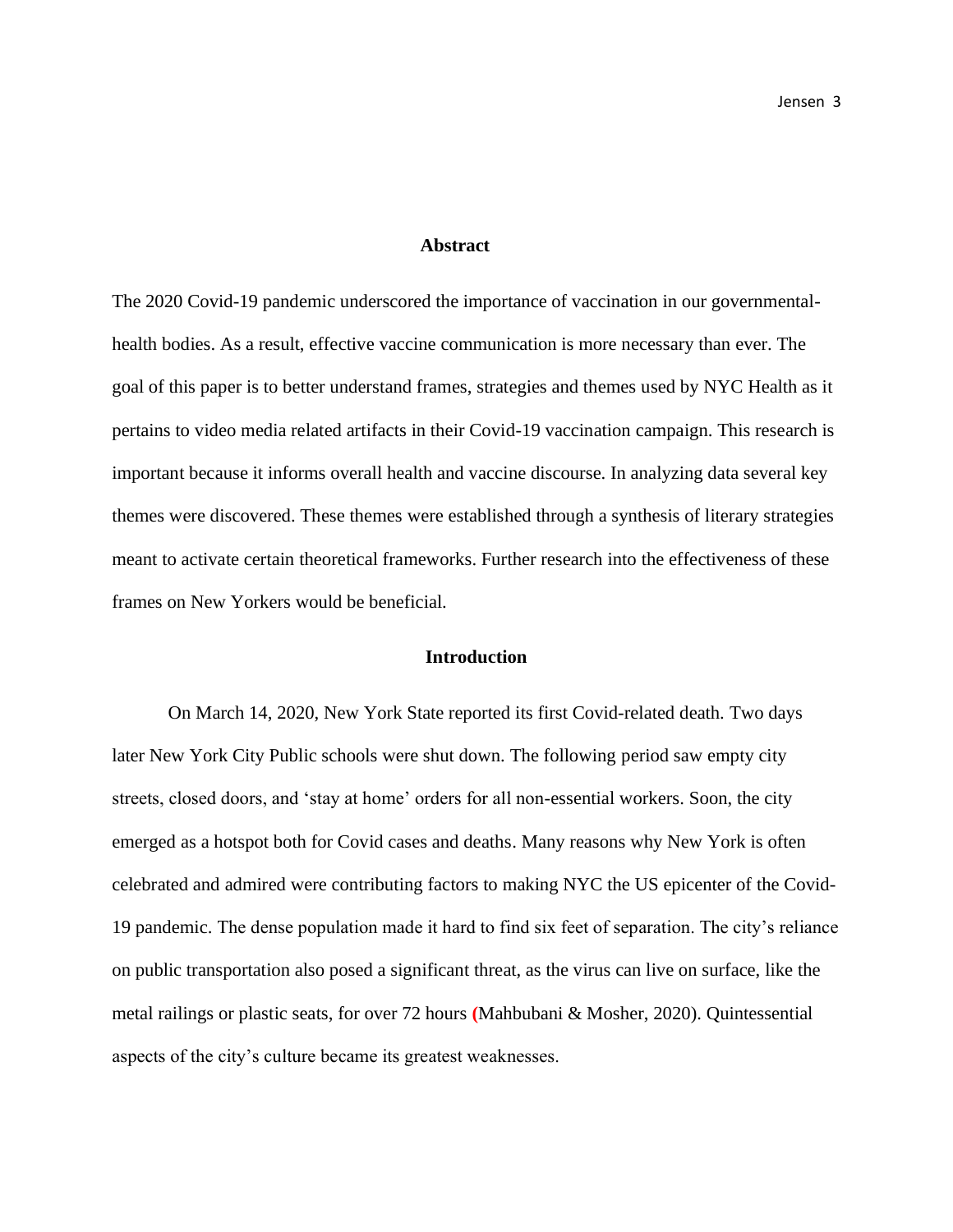## Abstract

The 2020 Covid-19 pandemic underscored the importance of vaccination in our governmental-health bodies. As a result, effective vaccine communication is more necessary than ever. The goal of this paper is to better understand frames, strategies and themes used by NYC Health as it pertains to video media related artifacts in their Covid-19 vaccination campaign. This research is important because it informs overall health and vaccine discourse. In analyzing data several key themes were discovered. These themes were established through a synthesis of literary strategies meant to activate certain theoretical frameworks. Further research into the effectiveness of these frames on New Yorkers would be beneficial.

## Introduction

On March 14, 2020, New York State reported its first Covid-related death. Two days later New York City Public schools were shut down. The following period saw empty city streets, closed doors, and 'stay at home' orders for all non-essential workers. Soon, the city emerged as a hotspot both for Covid cases and deaths. Many reasons why New York is often celebrated and admired were contributing factors to making NYC the US epicenter of the Covid-19 pandemic. The dense population made it hard to find six feet of separation. The city's reliance on public transportation also posed a significant threat, as the virus can live on surface, like the metal railings or plastic seats, for over 72 hours (Mahbubani & Mosher, 2020). Quintessential aspects of the city's culture became its greatest weaknesses.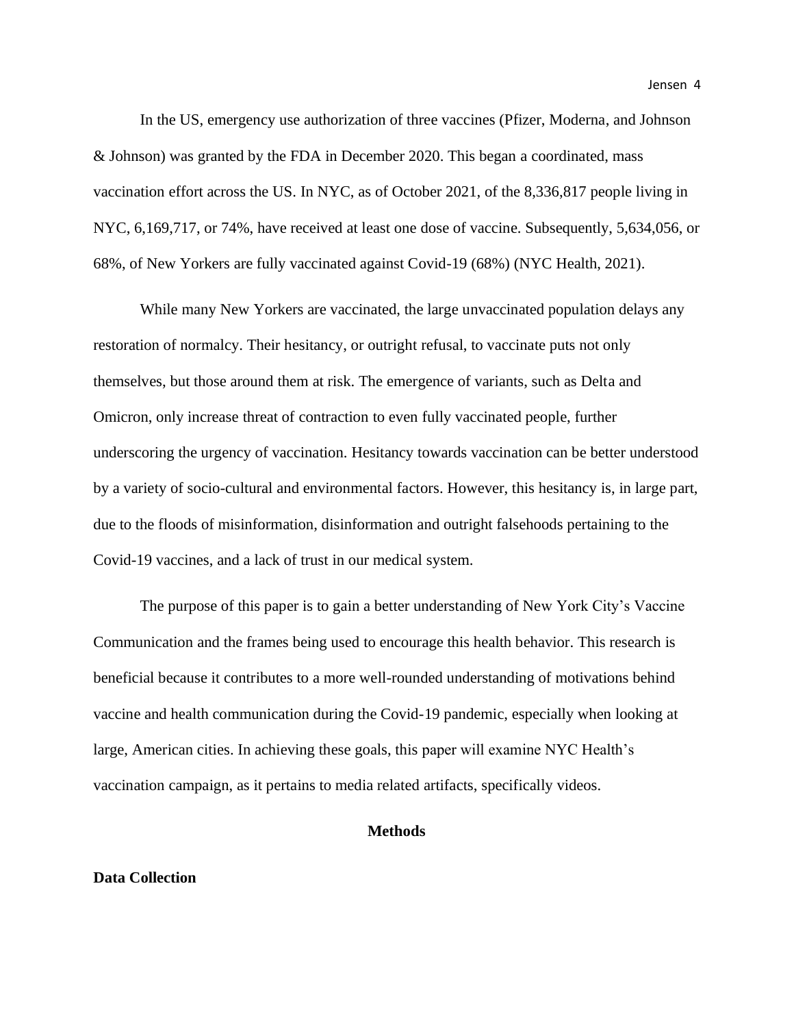In the US, emergency use authorization of three vaccines (Pfizer, Moderna, and Johnson & Johnson) was granted by the FDA in December 2020. This began a coordinated, mass vaccination effort across the US. In NYC, as of October 2021, of the 8,336,817 people living in NYC, 6,169,717, or 74%, have received at least one dose of vaccine. Subsequently, 5,634,056, or 68%, of New Yorkers are fully vaccinated against Covid-19 (68%) (NYC Health, 2021).

While many New Yorkers are vaccinated, the large unvaccinated population delays any restoration of normalcy. Their hesitancy, or outright refusal, to vaccinate puts not only themselves, but those around them at risk. The emergence of variants, such as Delta and Omicron, only increase threat of contraction to even fully vaccinated people, further underscoring the urgency of vaccination. Hesitancy towards vaccination can be better understood by a variety of socio-cultural and environmental factors. However, this hesitancy is, in large part, due to the floods of misinformation, disinformation and outright falsehoods pertaining to the Covid-19 vaccines, and a lack of trust in our medical system.

The purpose of this paper is to gain a better understanding of New York City's Vaccine Communication and the frames being used to encourage this health behavior. This research is beneficial because it contributes to a more well-rounded understanding of motivations behind vaccine and health communication during the Covid-19 pandemic, especially when looking at large, American cities. In achieving these goals, this paper will examine NYC Health's vaccination campaign, as it pertains to media related artifacts, specifically videos.

## Methods

### Data Collection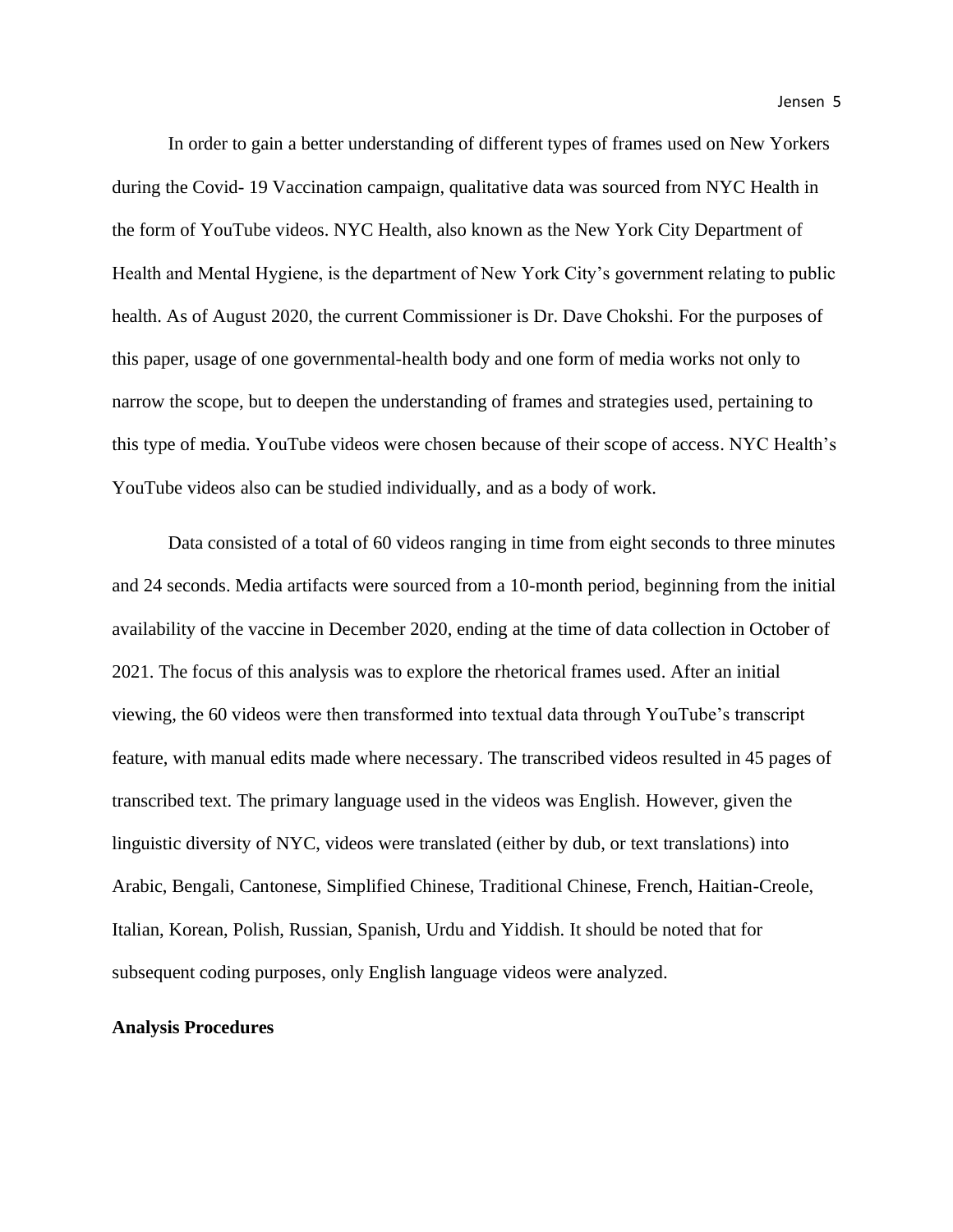In order to gain a better understanding of different types of frames used on New Yorkers during the Covid- 19 Vaccination campaign, qualitative data was sourced from NYC Health in the form of YouTube videos. NYC Health, also known as the New York City Department of Health and Mental Hygiene, is the department of New York City's government relating to public health. As of August 2020, the current Commissioner is Dr. Dave Chokshi. For the purposes of this paper, usage of one governmental-health body and one form of media works not only to narrow the scope, but to deepen the understanding of frames and strategies used, pertaining to this type of media. YouTube videos were chosen because of their scope of access. NYC Health's YouTube videos also can be studied individually, and as a body of work.

Data consisted of a total of 60 videos ranging in time from eight seconds to three minutes and 24 seconds. Media artifacts were sourced from a 10-month period, beginning from the initial availability of the vaccine in December 2020, ending at the time of data collection in October of 2021. The focus of this analysis was to explore the rhetorical frames used. After an initial viewing, the 60 videos were then transformed into textual data through YouTube's transcript feature, with manual edits made where necessary. The transcribed videos resulted in 45 pages of transcribed text. The primary language used in the videos was English. However, given the linguistic diversity of NYC, videos were translated (either by dub, or text translations) into Arabic, Bengali, Cantonese, Simplified Chinese, Traditional Chinese, French, Haitian-Creole, Italian, Korean, Polish, Russian, Spanish, Urdu and Yiddish. It should be noted that for subsequent coding purposes, only English language videos were analyzed.

**Analysis Procedures**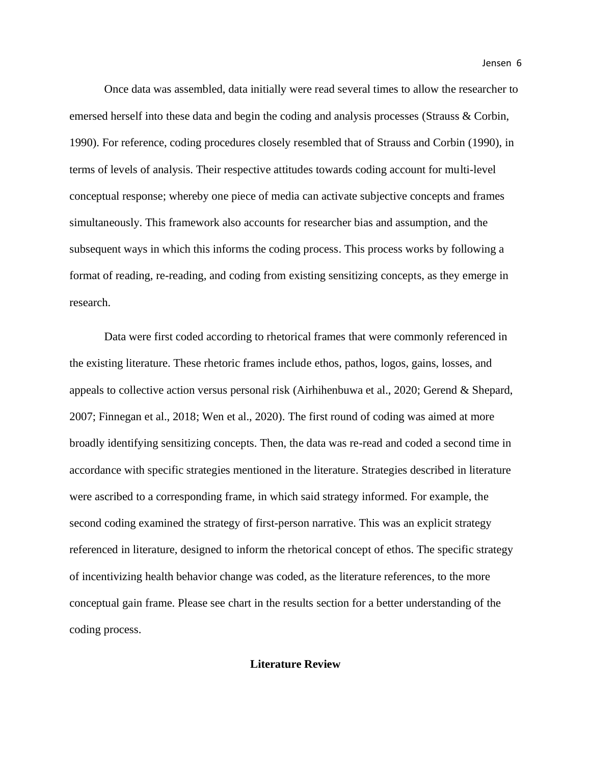Once data was assembled, data initially were read several times to allow the researcher to emersed herself into these data and begin the coding and analysis processes (Strauss & Corbin, 1990). For reference, coding procedures closely resembled that of Strauss and Corbin (1990), in terms of levels of analysis. Their respective attitudes towards coding account for multi-level conceptual response; whereby one piece of media can activate subjective concepts and frames simultaneously. This framework also accounts for researcher bias and assumption, and the subsequent ways in which this informs the coding process. This process works by following a format of reading, re-reading, and coding from existing sensitizing concepts, as they emerge in research.

Data were first coded according to rhetorical frames that were commonly referenced in the existing literature. These rhetoric frames include ethos, pathos, logos, gains, losses, and appeals to collective action versus personal risk (Airhihenbuwa et al., 2020; Gerend & Shepard, 2007; Finnegan et al., 2018; Wen et al., 2020). The first round of coding was aimed at more broadly identifying sensitizing concepts. Then, the data was re-read and coded a second time in accordance with specific strategies mentioned in the literature. Strategies described in literature were ascribed to a corresponding frame, in which said strategy informed. For example, the second coding examined the strategy of first-person narrative. This was an explicit strategy referenced in literature, designed to inform the rhetorical concept of ethos. The specific strategy of incentivizing health behavior change was coded, as the literature references, to the more conceptual gain frame. Please see chart in the results section for a better understanding of the coding process.

## Literature Review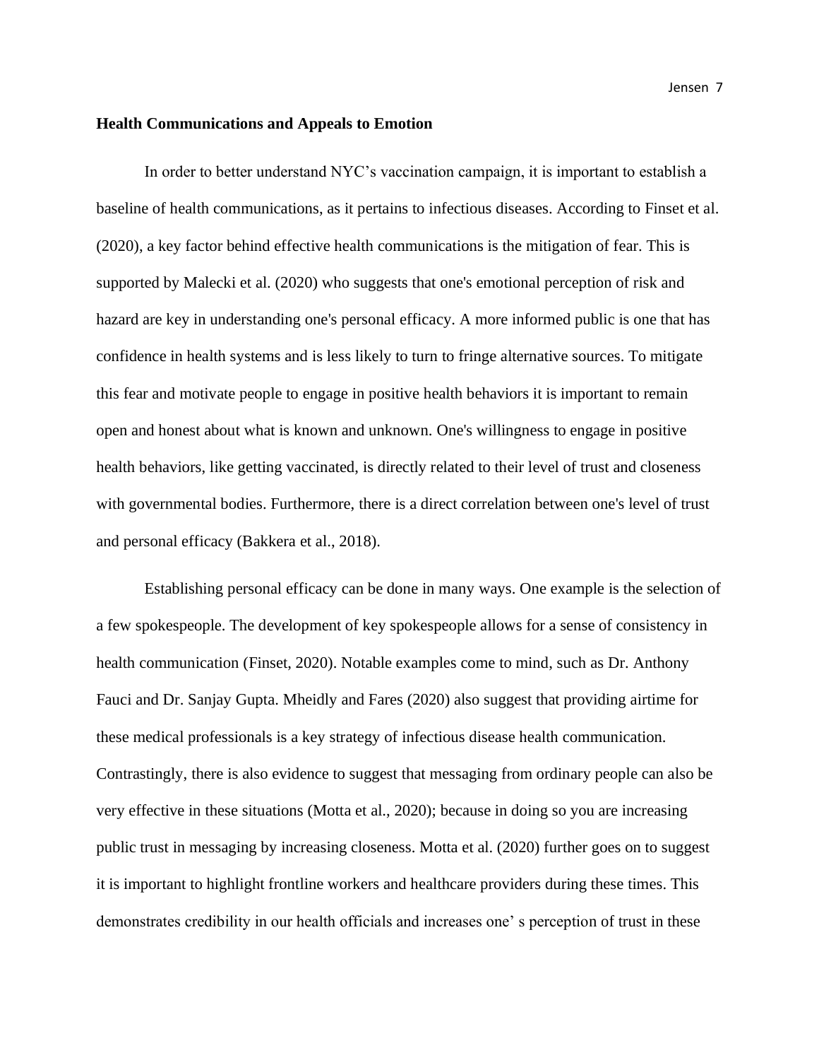**Health Communications and Appeals to Emotion**

In order to better understand NYC's vaccination campaign, it is important to establish a baseline of health communications, as it pertains to infectious diseases. According to Finset et al. (2020), a key factor behind effective health communications is the mitigation of fear. This is supported by Malecki et al. (2020) who suggests that one's emotional perception of risk and hazard are key in understanding one's personal efficacy. A more informed public is one that has confidence in health systems and is less likely to turn to fringe alternative sources. To mitigate this fear and motivate people to engage in positive health behaviors it is important to remain open and honest about what is known and unknown. One's willingness to engage in positive health behaviors, like getting vaccinated, is directly related to their level of trust and closeness with governmental bodies. Furthermore, there is a direct correlation between one's level of trust and personal efficacy (Bakkera et al., 2018).

Establishing personal efficacy can be done in many ways. One example is the selection of a few spokespeople. The development of key spokespeople allows for a sense of consistency in health communication (Finset, 2020). Notable examples come to mind, such as Dr. Anthony Fauci and Dr. Sanjay Gupta. Mheidly and Fares (2020) also suggest that providing airtime for these medical professionals is a key strategy of infectious disease health communication. Contrastingly, there is also evidence to suggest that messaging from ordinary people can also be very effective in these situations (Motta et al., 2020); because in doing so you are increasing public trust in messaging by increasing closeness. Motta et al. (2020) further goes on to suggest it is important to highlight frontline workers and healthcare providers during these times. This demonstrates credibility in our health officials and increases one' s perception of trust in these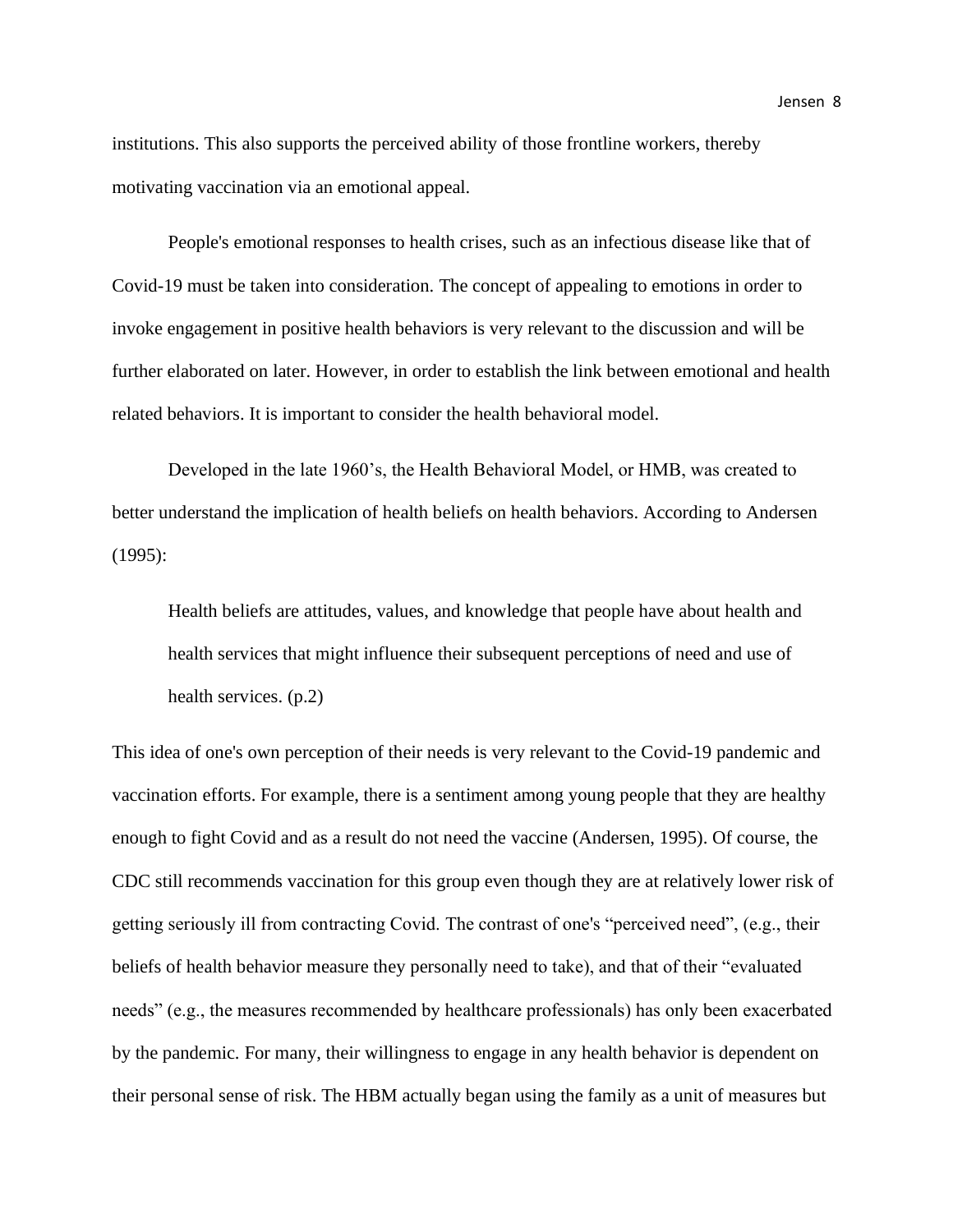institutions. This also supports the perceived ability of those frontline workers, thereby motivating vaccination via an emotional appeal.

People's emotional responses to health crises, such as an infectious disease like that of Covid-19 must be taken into consideration. The concept of appealing to emotions in order to invoke engagement in positive health behaviors is very relevant to the discussion and will be further elaborated on later. However, in order to establish the link between emotional and health related behaviors. It is important to consider the health behavioral model.

Developed in the late 1960's, the Health Behavioral Model, or HMB, was created to better understand the implication of health beliefs on health behaviors. According to Andersen (1995):

> Health beliefs are attitudes, values, and knowledge that people have about health and health services that might influence their subsequent perceptions of need and use of health services. (p.2)

This idea of one's own perception of their needs is very relevant to the Covid-19 pandemic and vaccination efforts. For example, there is a sentiment among young people that they are healthy enough to fight Covid and as a result do not need the vaccine (Andersen, 1995). Of course, the CDC still recommends vaccination for this group even though they are at relatively lower risk of getting seriously ill from contracting Covid. The contrast of one's "perceived need", (e.g., their beliefs of health behavior measure they personally need to take), and that of their "evaluated needs" (e.g., the measures recommended by healthcare professionals) has only been exacerbated by the pandemic. For many, their willingness to engage in any health behavior is dependent on their personal sense of risk. The HBM actually began using the family as a unit of measures but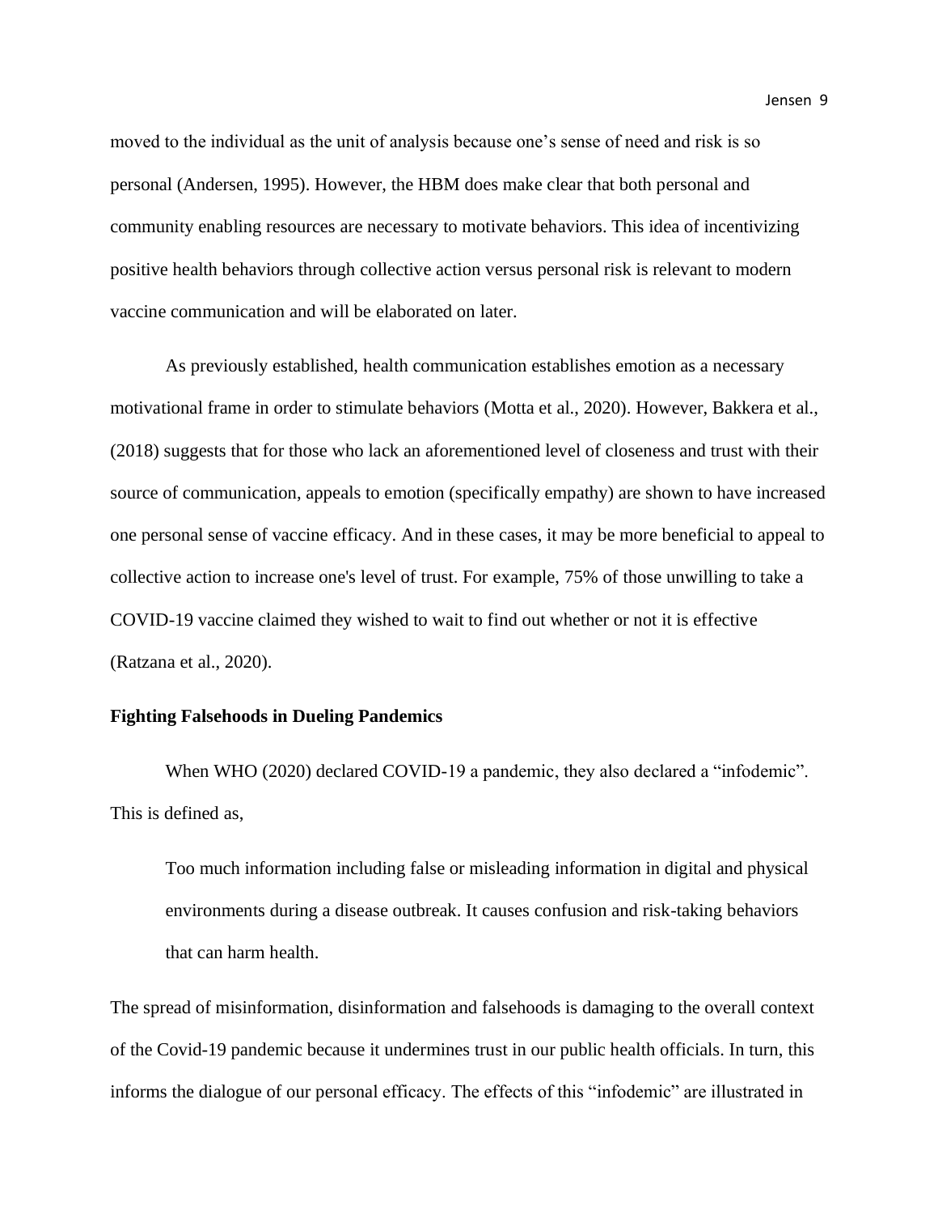moved to the individual as the unit of analysis because one's sense of need and risk is so personal (Andersen, 1995). However, the HBM does make clear that both personal and community enabling resources are necessary to motivate behaviors. This idea of incentivizing positive health behaviors through collective action versus personal risk is relevant to modern vaccine communication and will be elaborated on later.

As previously established, health communication establishes emotion as a necessary motivational frame in order to stimulate behaviors (Motta et al., 2020). However, Bakkera et al., (2018) suggests that for those who lack an aforementioned level of closeness and trust with their source of communication, appeals to emotion (specifically empathy) are shown to have increased one personal sense of vaccine efficacy. And in these cases, it may be more beneficial to appeal to collective action to increase one's level of trust. For example, 75% of those unwilling to take a COVID-19 vaccine claimed they wished to wait to find out whether or not it is effective (Ratzana et al., 2020).

**Fighting Falsehoods in Dueling Pandemics**

When WHO (2020) declared COVID-19 a pandemic, they also declared a "infodemic". This is defined as,

> Too much information including false or misleading information in digital and physical environments during a disease outbreak. It causes confusion and risk-taking behaviors that can harm health.

The spread of misinformation, disinformation and falsehoods is damaging to the overall context of the Covid-19 pandemic because it undermines trust in our public health officials. In turn, this informs the dialogue of our personal efficacy. The effects of this "infodemic" are illustrated in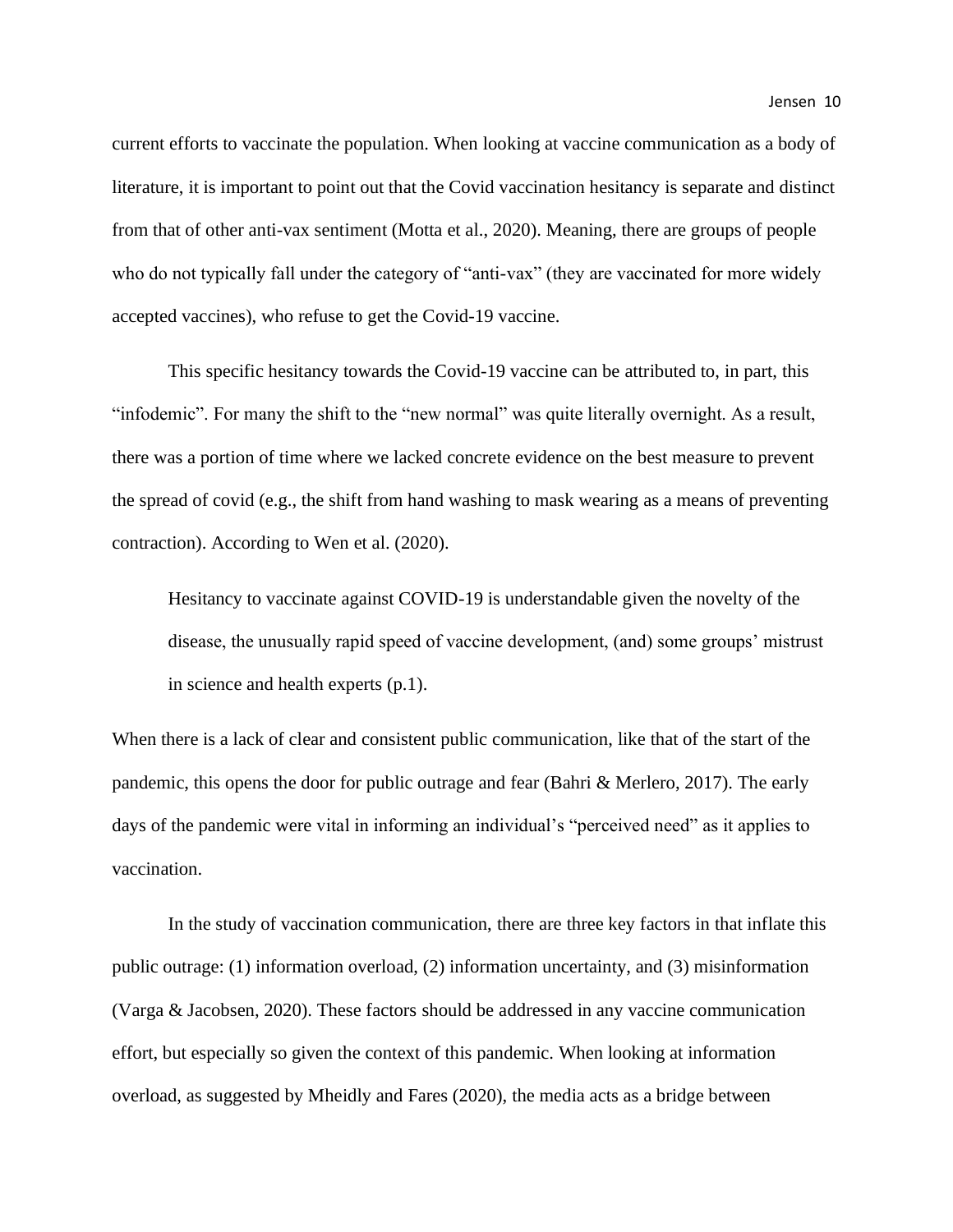current efforts to vaccinate the population. When looking at vaccine communication as a body of literature, it is important to point out that the Covid vaccination hesitancy is separate and distinct from that of other anti-vax sentiment (Motta et al., 2020). Meaning, there are groups of people who do not typically fall under the category of "anti-vax" (they are vaccinated for more widely accepted vaccines), who refuse to get the Covid-19 vaccine.

This specific hesitancy towards the Covid-19 vaccine can be attributed to, in part, this "infodemic". For many the shift to the "new normal" was quite literally overnight. As a result, there was a portion of time where we lacked concrete evidence on the best measure to prevent the spread of covid (e.g., the shift from hand washing to mask wearing as a means of preventing contraction). According to Wen et al. (2020).

> Hesitancy to vaccinate against COVID-19 is understandable given the novelty of the disease, the unusually rapid speed of vaccine development, (and) some groups' mistrust in science and health experts (p.1).

When there is a lack of clear and consistent public communication, like that of the start of the pandemic, this opens the door for public outrage and fear (Bahri & Merlero, 2017). The early days of the pandemic were vital in informing an individual's "perceived need" as it applies to vaccination.

In the study of vaccination communication, there are three key factors in that inflate this public outrage: (1) information overload, (2) information uncertainty, and (3) misinformation (Varga & Jacobsen, 2020). These factors should be addressed in any vaccine communication effort, but especially so given the context of this pandemic. When looking at information overload, as suggested by Mheidly and Fares (2020), the media acts as a bridge between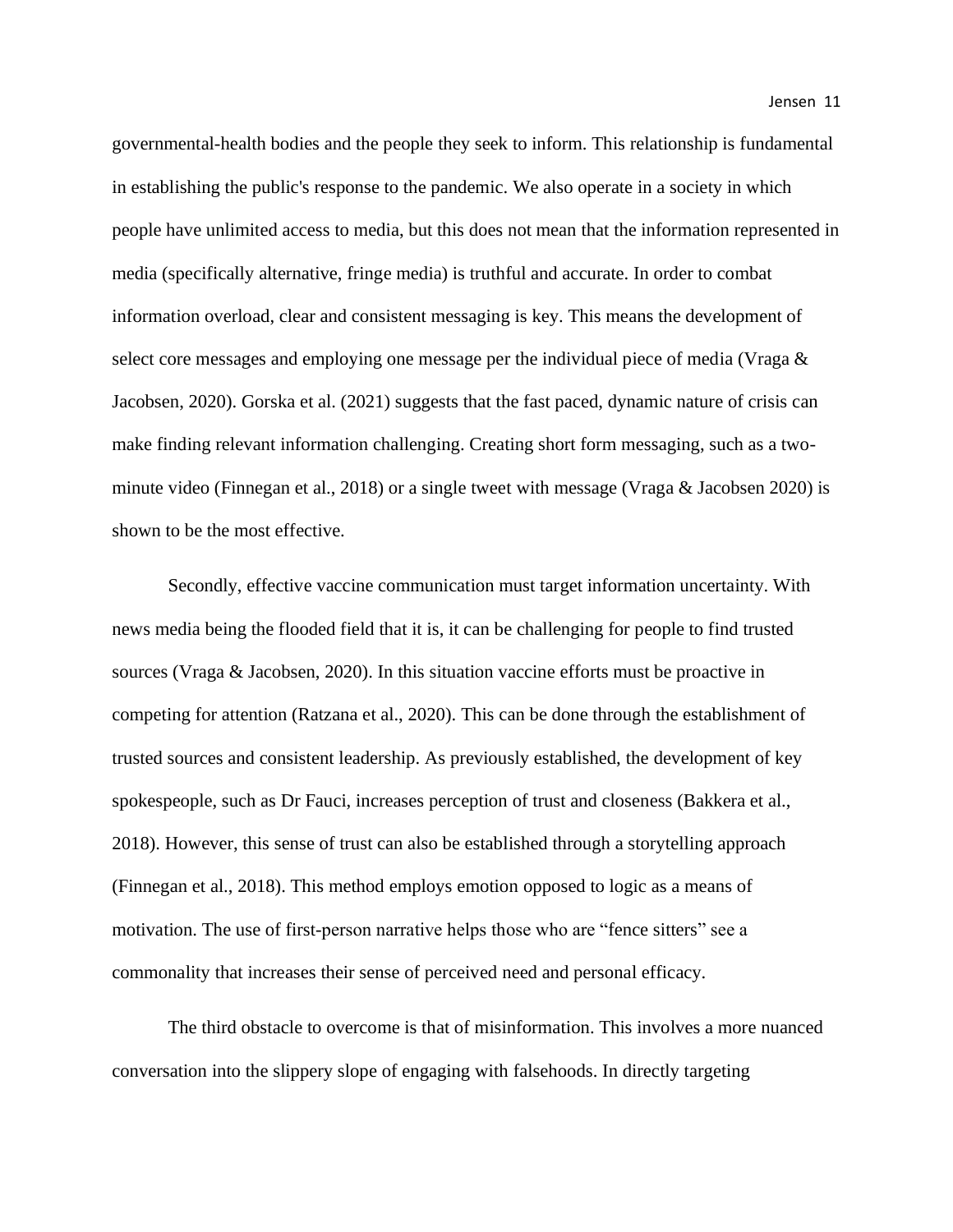governmental-health bodies and the people they seek to inform. This relationship is fundamental in establishing the public's response to the pandemic. We also operate in a society in which people have unlimited access to media, but this does not mean that the information represented in media (specifically alternative, fringe media) is truthful and accurate. In order to combat information overload, clear and consistent messaging is key. This means the development of select core messages and employing one message per the individual piece of media (Vraga & Jacobsen, 2020). Gorska et al. (2021) suggests that the fast paced, dynamic nature of crisis can make finding relevant information challenging. Creating short form messaging, such as a two-minute video (Finnegan et al., 2018) or a single tweet with message (Vraga & Jacobsen 2020) is shown to be the most effective.

Secondly, effective vaccine communication must target information uncertainty. With news media being the flooded field that it is, it can be challenging for people to find trusted sources (Vraga & Jacobsen, 2020). In this situation vaccine efforts must be proactive in competing for attention (Ratzana et al., 2020). This can be done through the establishment of trusted sources and consistent leadership. As previously established, the development of key spokespeople, such as Dr Fauci, increases perception of trust and closeness (Bakkera et al., 2018). However, this sense of trust can also be established through a storytelling approach (Finnegan et al., 2018). This method employs emotion opposed to logic as a means of motivation. The use of first-person narrative helps those who are "fence sitters" see a commonality that increases their sense of perceived need and personal efficacy.

The third obstacle to overcome is that of misinformation. This involves a more nuanced conversation into the slippery slope of engaging with falsehoods. In directly targeting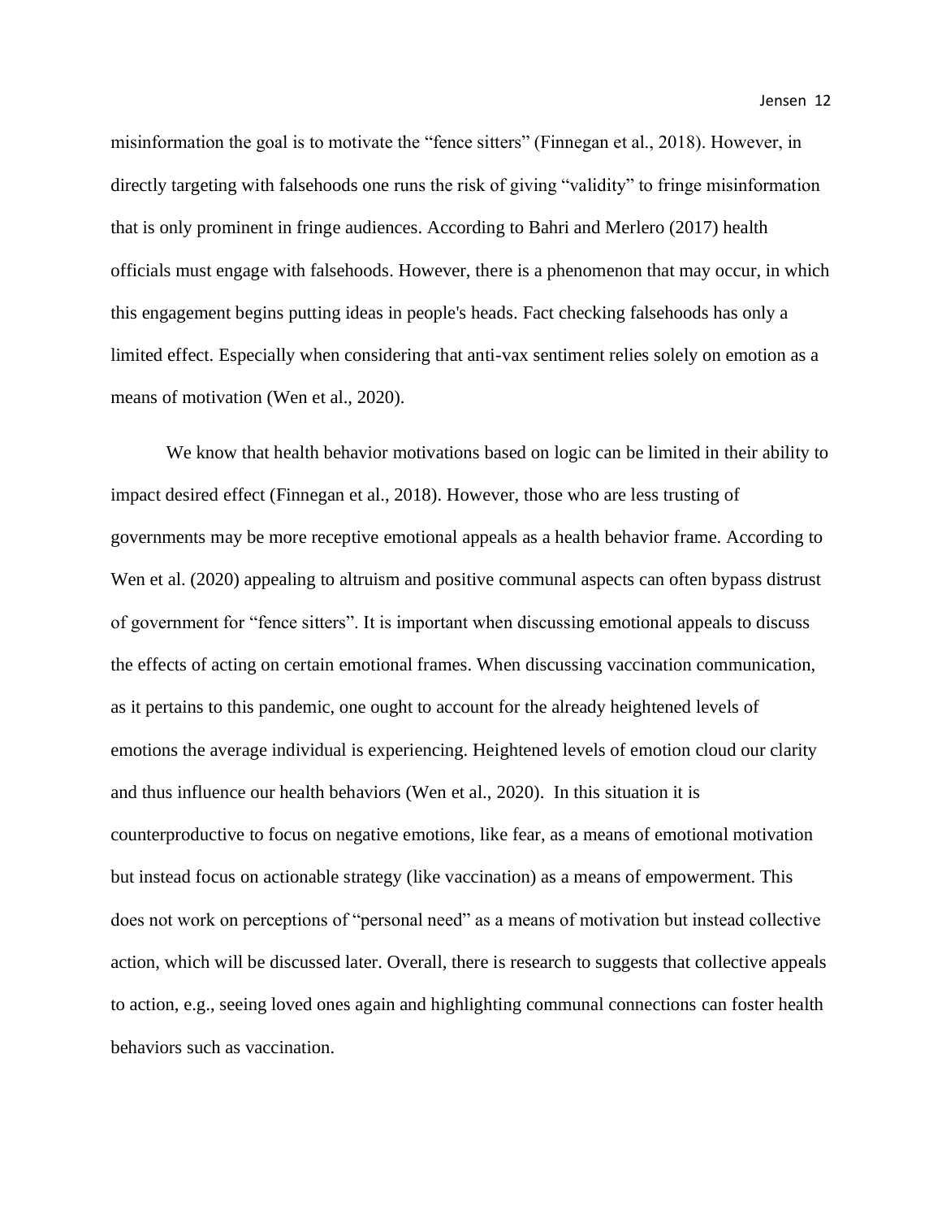misinformation the goal is to motivate the "fence sitters" (Finnegan et al., 2018). However, in directly targeting with falsehoods one runs the risk of giving "validity" to fringe misinformation that is only prominent in fringe audiences. According to Bahri and Merlero (2017) health officials must engage with falsehoods. However, there is a phenomenon that may occur, in which this engagement begins putting ideas in people's heads. Fact checking falsehoods has only a limited effect. Especially when considering that anti-vax sentiment relies solely on emotion as a means of motivation (Wen et al., 2020).

We know that health behavior motivations based on logic can be limited in their ability to impact desired effect (Finnegan et al., 2018). However, those who are less trusting of governments may be more receptive emotional appeals as a health behavior frame. According to Wen et al. (2020) appealing to altruism and positive communal aspects can often bypass distrust of government for "fence sitters". It is important when discussing emotional appeals to discuss the effects of acting on certain emotional frames. When discussing vaccination communication, as it pertains to this pandemic, one ought to account for the already heightened levels of emotions the average individual is experiencing. Heightened levels of emotion cloud our clarity and thus influence our health behaviors (Wen et al., 2020). In this situation it is counterproductive to focus on negative emotions, like fear, as a means of emotional motivation but instead focus on actionable strategy (like vaccination) as a means of empowerment. This does not work on perceptions of "personal need" as a means of motivation but instead collective action, which will be discussed later. Overall, there is research to suggests that collective appeals to action, e.g., seeing loved ones again and highlighting communal connections can foster health behaviors such as vaccination.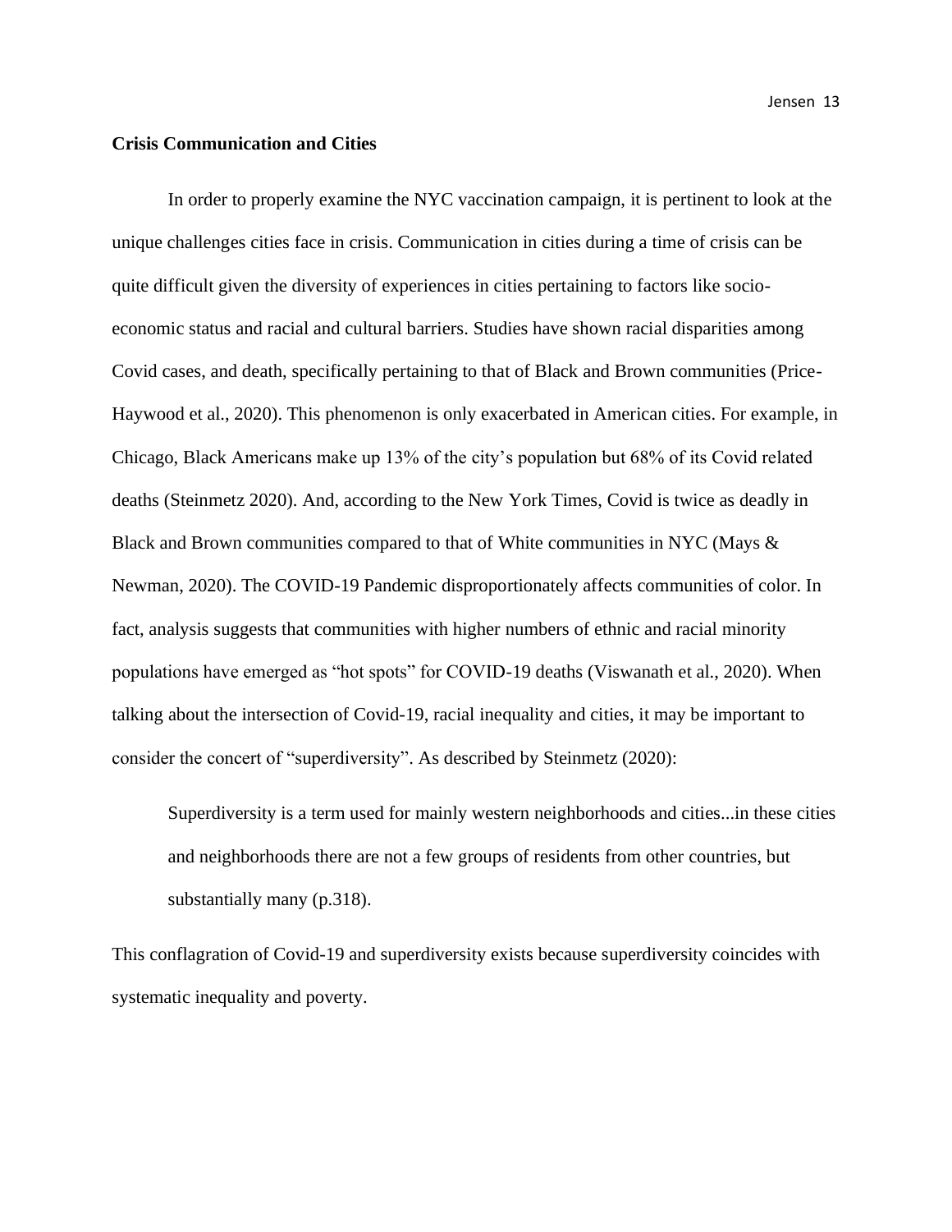**Crisis Communication and Cities**

In order to properly examine the NYC vaccination campaign, it is pertinent to look at the unique challenges cities face in crisis. Communication in cities during a time of crisis can be quite difficult given the diversity of experiences in cities pertaining to factors like socio-economic status and racial and cultural barriers. Studies have shown racial disparities among Covid cases, and death, specifically pertaining to that of Black and Brown communities (Price-Haywood et al., 2020). This phenomenon is only exacerbated in American cities. For example, in Chicago, Black Americans make up 13% of the city's population but 68% of its Covid related deaths (Steinmetz 2020). And, according to the New York Times, Covid is twice as deadly in Black and Brown communities compared to that of White communities in NYC (Mays & Newman, 2020). The COVID-19 Pandemic disproportionately affects communities of color. In fact, analysis suggests that communities with higher numbers of ethnic and racial minority populations have emerged as "hot spots" for COVID-19 deaths (Viswanath et al., 2020). When talking about the intersection of Covid-19, racial inequality and cities, it may be important to consider the concert of "superdiversity". As described by Steinmetz (2020):

> Superdiversity is a term used for mainly western neighborhoods and cities...in these cities and neighborhoods there are not a few groups of residents from other countries, but substantially many (p.318).

This conflagration of Covid-19 and superdiversity exists because superdiversity coincides with systematic inequality and poverty.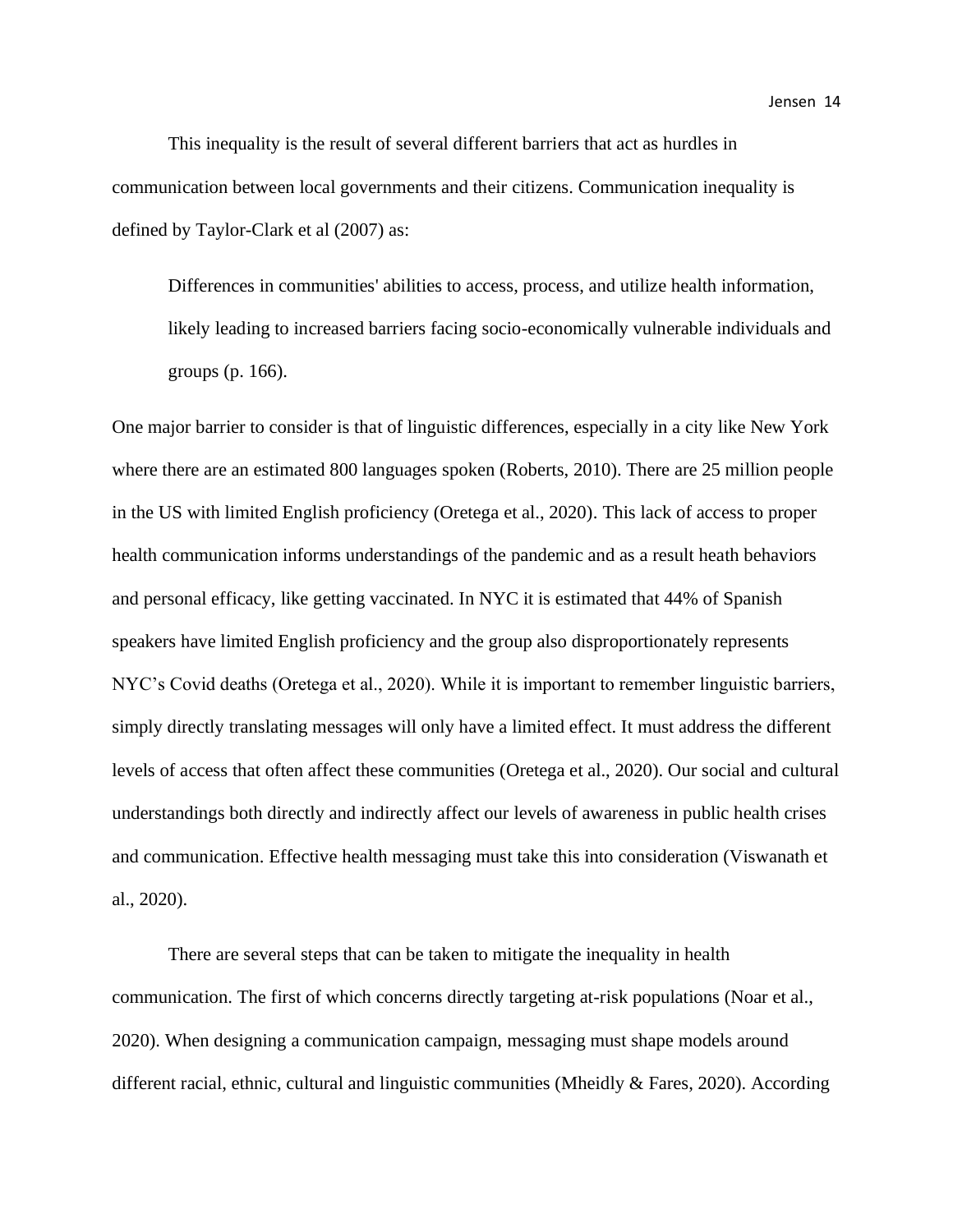This inequality is the result of several different barriers that act as hurdles in communication between local governments and their citizens. Communication inequality is defined by Taylor-Clark et al (2007) as:

> Differences in communities' abilities to access, process, and utilize health information, likely leading to increased barriers facing socio-economically vulnerable individuals and groups (p. 166).

One major barrier to consider is that of linguistic differences, especially in a city like New York where there are an estimated 800 languages spoken (Roberts, 2010). There are 25 million people in the US with limited English proficiency (Oretega et al., 2020). This lack of access to proper health communication informs understandings of the pandemic and as a result heath behaviors and personal efficacy, like getting vaccinated. In NYC it is estimated that 44% of Spanish speakers have limited English proficiency and the group also disproportionately represents NYC's Covid deaths (Oretega et al., 2020). While it is important to remember linguistic barriers, simply directly translating messages will only have a limited effect. It must address the different levels of access that often affect these communities (Oretega et al., 2020). Our social and cultural understandings both directly and indirectly affect our levels of awareness in public health crises and communication. Effective health messaging must take this into consideration (Viswanath et al., 2020).

There are several steps that can be taken to mitigate the inequality in health communication. The first of which concerns directly targeting at-risk populations (Noar et al., 2020). When designing a communication campaign, messaging must shape models around different racial, ethnic, cultural and linguistic communities (Mheidly & Fares, 2020). According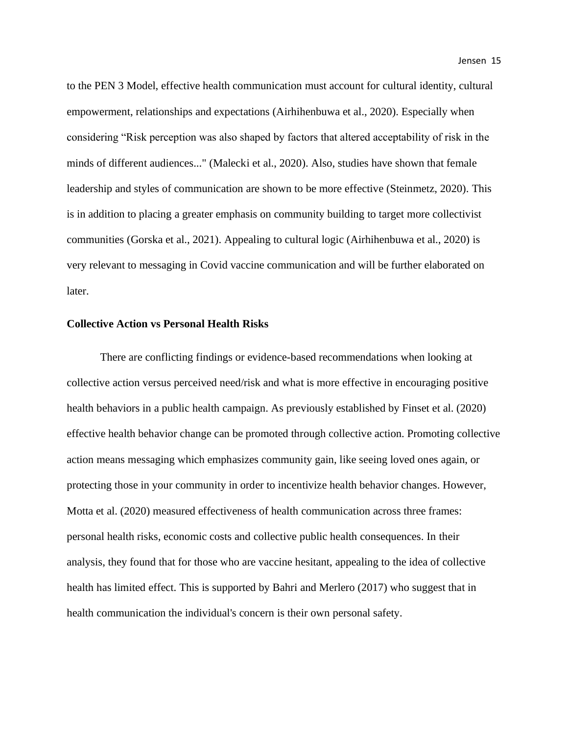to the PEN 3 Model, effective health communication must account for cultural identity, cultural empowerment, relationships and expectations (Airhihenbuwa et al., 2020). Especially when considering "Risk perception was also shaped by factors that altered acceptability of risk in the minds of different audiences..." (Malecki et al., 2020). Also, studies have shown that female leadership and styles of communication are shown to be more effective (Steinmetz, 2020). This is in addition to placing a greater emphasis on community building to target more collectivist communities (Gorska et al., 2021). Appealing to cultural logic (Airhihenbuwa et al., 2020) is very relevant to messaging in Covid vaccine communication and will be further elaborated on later.

**Collective Action vs Personal Health Risks**

There are conflicting findings or evidence-based recommendations when looking at collective action versus perceived need/risk and what is more effective in encouraging positive health behaviors in a public health campaign. As previously established by Finset et al. (2020) effective health behavior change can be promoted through collective action. Promoting collective action means messaging which emphasizes community gain, like seeing loved ones again, or protecting those in your community in order to incentivize health behavior changes. However, Motta et al. (2020) measured effectiveness of health communication across three frames: personal health risks, economic costs and collective public health consequences. In their analysis, they found that for those who are vaccine hesitant, appealing to the idea of collective health has limited effect. This is supported by Bahri and Merlero (2017) who suggest that in health communication the individual's concern is their own personal safety.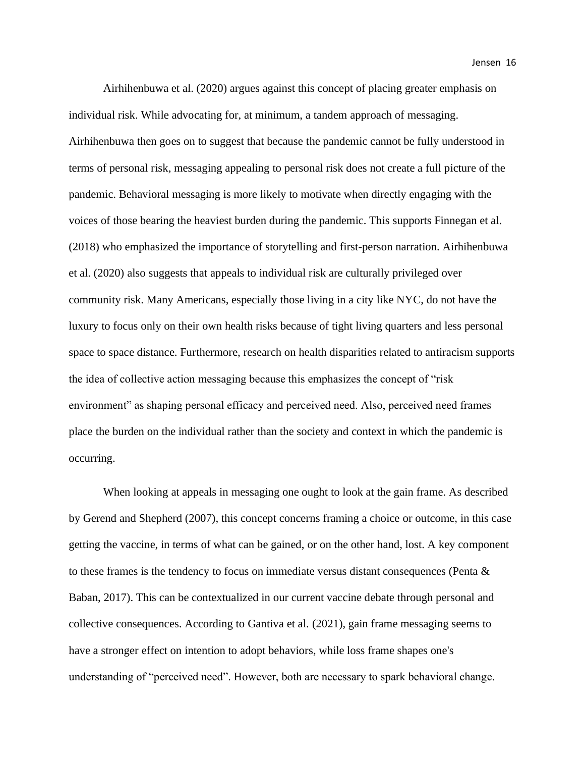Airhihenbuwa et al. (2020) argues against this concept of placing greater emphasis on individual risk. While advocating for, at minimum, a tandem approach of messaging. Airhihenbuwa then goes on to suggest that because the pandemic cannot be fully understood in terms of personal risk, messaging appealing to personal risk does not create a full picture of the pandemic. Behavioral messaging is more likely to motivate when directly engaging with the voices of those bearing the heaviest burden during the pandemic. This supports Finnegan et al. (2018) who emphasized the importance of storytelling and first-person narration. Airhihenbuwa et al. (2020) also suggests that appeals to individual risk are culturally privileged over community risk. Many Americans, especially those living in a city like NYC, do not have the luxury to focus only on their own health risks because of tight living quarters and less personal space to space distance. Furthermore, research on health disparities related to antiracism supports the idea of collective action messaging because this emphasizes the concept of "risk environment" as shaping personal efficacy and perceived need. Also, perceived need frames place the burden on the individual rather than the society and context in which the pandemic is occurring.

When looking at appeals in messaging one ought to look at the gain frame. As described by Gerend and Shepherd (2007), this concept concerns framing a choice or outcome, in this case getting the vaccine, in terms of what can be gained, or on the other hand, lost. A key component to these frames is the tendency to focus on immediate versus distant consequences (Penta & Baban, 2017). This can be contextualized in our current vaccine debate through personal and collective consequences. According to Gantiva et al. (2021), gain frame messaging seems to have a stronger effect on intention to adopt behaviors, while loss frame shapes one's understanding of "perceived need". However, both are necessary to spark behavioral change.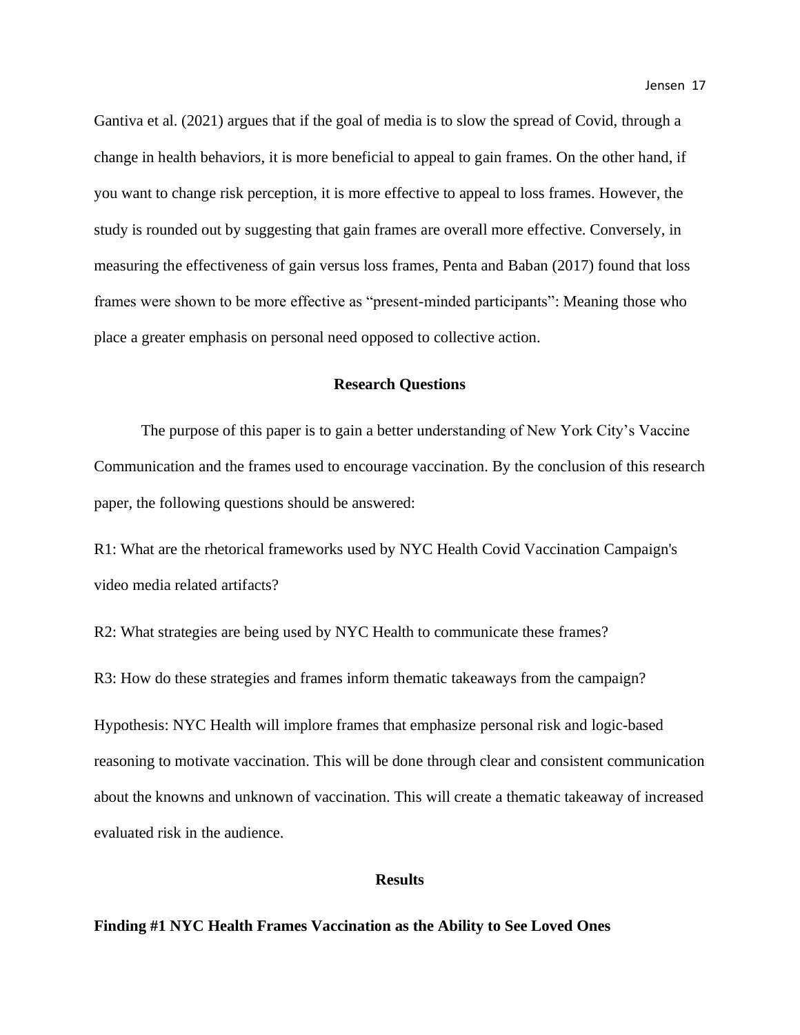Gantiva et al. (2021) argues that if the goal of media is to slow the spread of Covid, through a change in health behaviors, it is more beneficial to appeal to gain frames. On the other hand, if you want to change risk perception, it is more effective to appeal to loss frames. However, the study is rounded out by suggesting that gain frames are overall more effective. Conversely, in measuring the effectiveness of gain versus loss frames, Penta and Baban (2017) found that loss frames were shown to be more effective as "present-minded participants": Meaning those who place a greater emphasis on personal need opposed to collective action.

## Research Questions

The purpose of this paper is to gain a better understanding of New York City's Vaccine Communication and the frames used to encourage vaccination. By the conclusion of this research paper, the following questions should be answered:

R1: What are the rhetorical frameworks used by NYC Health Covid Vaccination Campaign's video media related artifacts?

R2: What strategies are being used by NYC Health to communicate these frames?

R3: How do these strategies and frames inform thematic takeaways from the campaign?

Hypothesis: NYC Health will implore frames that emphasize personal risk and logic-based reasoning to motivate vaccination. This will be done through clear and consistent communication about the knowns and unknown of vaccination. This will create a thematic takeaway of increased evaluated risk in the audience.

## Results

**Finding #1 NYC Health Frames Vaccination as the Ability to See Loved Ones**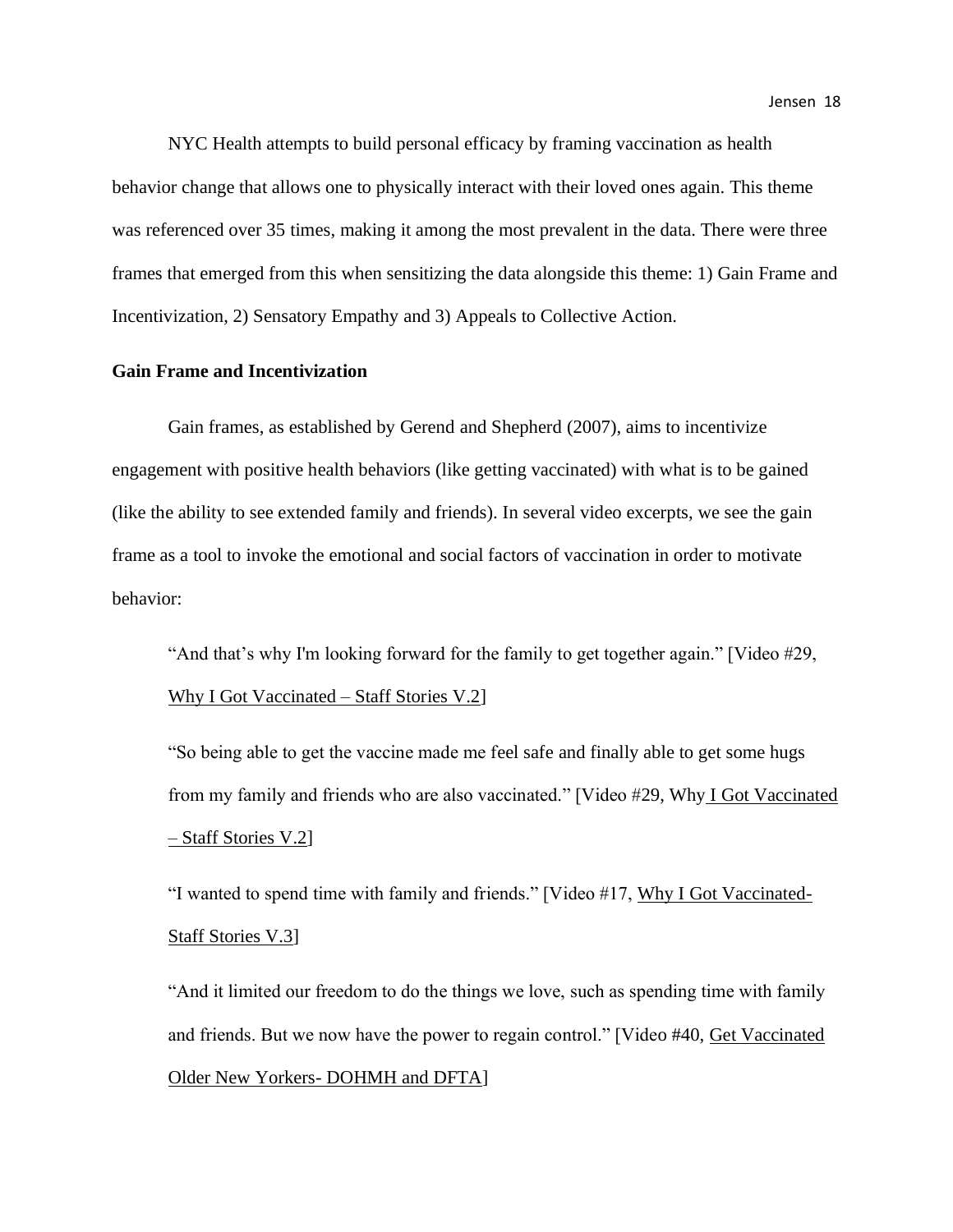NYC Health attempts to build personal efficacy by framing vaccination as health behavior change that allows one to physically interact with their loved ones again. This theme was referenced over 35 times, making it among the most prevalent in the data. There were three frames that emerged from this when sensitizing the data alongside this theme: 1) Gain Frame and Incentivization, 2) Sensatory Empathy and 3) Appeals to Collective Action.

**Gain Frame and Incentivization**

Gain frames, as established by Gerend and Shepherd (2007), aims to incentivize engagement with positive health behaviors (like getting vaccinated) with what is to be gained (like the ability to see extended family and friends). In several video excerpts, we see the gain frame as a tool to invoke the emotional and social factors of vaccination in order to motivate behavior:

> "And that's why I'm looking forward for the family to get together again." [Video #29, Why I Got Vaccinated – Staff Stories V.2]
>
> "So being able to get the vaccine made me feel safe and finally able to get some hugs from my family and friends who are also vaccinated." [Video #29, Why I Got Vaccinated – Staff Stories V.2]
>
> "I wanted to spend time with family and friends." [Video #17, Why I Got Vaccinated- Staff Stories V.3]
>
> "And it limited our freedom to do the things we love, such as spending time with family and friends. But we now have the power to regain control." [Video #40, Get Vaccinated Older New Yorkers- DOHMH and DFTA]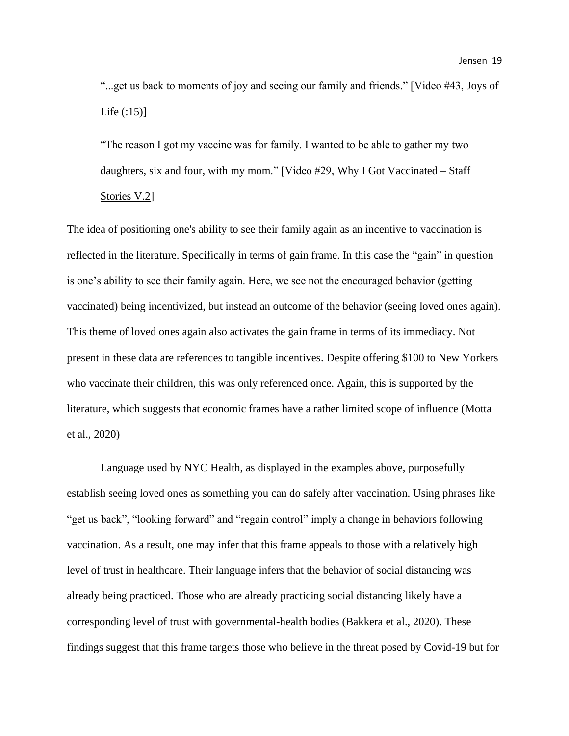> "...get us back to moments of joy and seeing our family and friends." [Video #43, Joys of Life (:15)]

> "The reason I got my vaccine was for family. I wanted to be able to gather my two daughters, six and four, with my mom." [Video #29, Why I Got Vaccinated – Staff Stories V.2]

The idea of positioning one's ability to see their family again as an incentive to vaccination is reflected in the literature. Specifically in terms of gain frame. In this case the "gain" in question is one's ability to see their family again. Here, we see not the encouraged behavior (getting vaccinated) being incentivized, but instead an outcome of the behavior (seeing loved ones again). This theme of loved ones again also activates the gain frame in terms of its immediacy. Not present in these data are references to tangible incentives. Despite offering $100 to New Yorkers who vaccinate their children, this was only referenced once. Again, this is supported by the literature, which suggests that economic frames have a rather limited scope of influence (Motta et al., 2020)

Language used by NYC Health, as displayed in the examples above, purposefully establish seeing loved ones as something you can do safely after vaccination. Using phrases like "get us back", "looking forward" and "regain control" imply a change in behaviors following vaccination. As a result, one may infer that this frame appeals to those with a relatively high level of trust in healthcare. Their language infers that the behavior of social distancing was already being practiced. Those who are already practicing social distancing likely have a corresponding level of trust with governmental-health bodies (Bakkera et al., 2020). These findings suggest that this frame targets those who believe in the threat posed by Covid-19 but for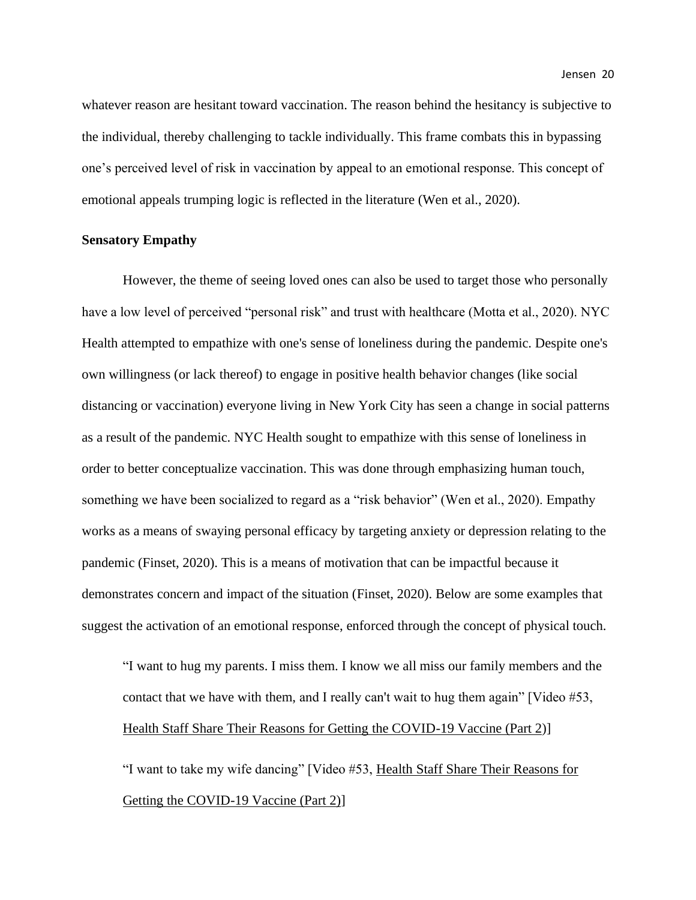whatever reason are hesitant toward vaccination. The reason behind the hesitancy is subjective to the individual, thereby challenging to tackle individually. This frame combats this in bypassing one's perceived level of risk in vaccination by appeal to an emotional response. This concept of emotional appeals trumping logic is reflected in the literature (Wen et al., 2020).

### Sensatory Empathy

However, the theme of seeing loved ones can also be used to target those who personally have a low level of perceived "personal risk" and trust with healthcare (Motta et al., 2020). NYC Health attempted to empathize with one's sense of loneliness during the pandemic. Despite one's own willingness (or lack thereof) to engage in positive health behavior changes (like social distancing or vaccination) everyone living in New York City has seen a change in social patterns as a result of the pandemic. NYC Health sought to empathize with this sense of loneliness in order to better conceptualize vaccination. This was done through emphasizing human touch, something we have been socialized to regard as a "risk behavior" (Wen et al., 2020). Empathy works as a means of swaying personal efficacy by targeting anxiety or depression relating to the pandemic (Finset, 2020). This is a means of motivation that can be impactful because it demonstrates concern and impact of the situation (Finset, 2020). Below are some examples that suggest the activation of an emotional response, enforced through the concept of physical touch.

> "I want to hug my parents. I miss them. I know we all miss our family members and the contact that we have with them, and I really can't wait to hug them again" [Video #53, Health Staff Share Their Reasons for Getting the COVID-19 Vaccine (Part 2)]
>
> "I want to take my wife dancing" [Video #53, Health Staff Share Their Reasons for Getting the COVID-19 Vaccine (Part 2)]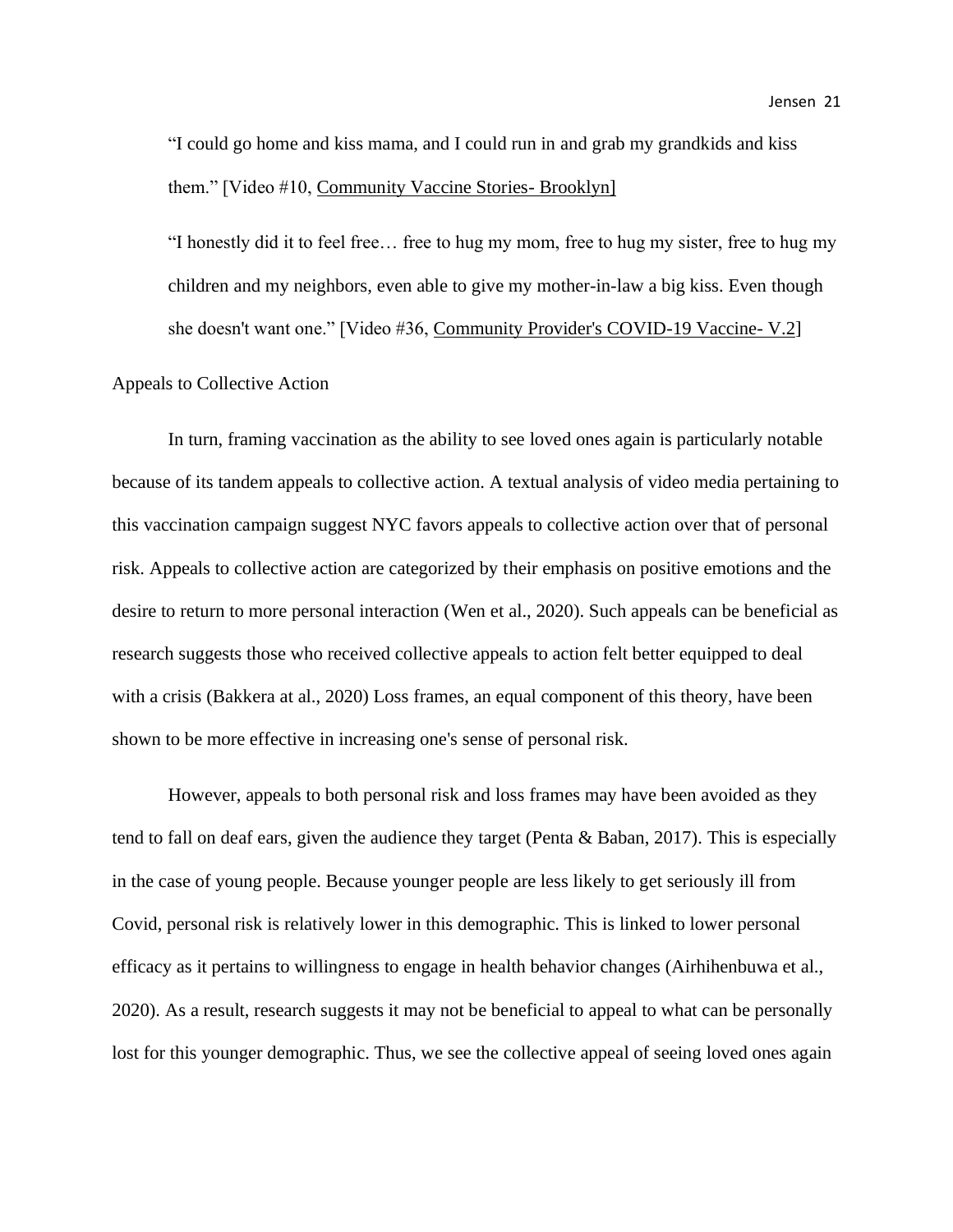"I could go home and kiss mama, and I could run in and grab my grandkids and kiss them." [Video #10, Community Vaccine Stories- Brooklyn]

"I honestly did it to feel free… free to hug my mom, free to hug my sister, free to hug my children and my neighbors, even able to give my mother-in-law a big kiss. Even though she doesn't want one." [Video #36, Community Provider's COVID-19 Vaccine- V.2]

Appeals to Collective Action

In turn, framing vaccination as the ability to see loved ones again is particularly notable because of its tandem appeals to collective action. A textual analysis of video media pertaining to this vaccination campaign suggest NYC favors appeals to collective action over that of personal risk. Appeals to collective action are categorized by their emphasis on positive emotions and the desire to return to more personal interaction (Wen et al., 2020). Such appeals can be beneficial as research suggests those who received collective appeals to action felt better equipped to deal with a crisis (Bakkera at al., 2020) Loss frames, an equal component of this theory, have been shown to be more effective in increasing one's sense of personal risk.

However, appeals to both personal risk and loss frames may have been avoided as they tend to fall on deaf ears, given the audience they target (Penta & Baban, 2017). This is especially in the case of young people. Because younger people are less likely to get seriously ill from Covid, personal risk is relatively lower in this demographic. This is linked to lower personal efficacy as it pertains to willingness to engage in health behavior changes (Airhihenbuwa et al., 2020). As a result, research suggests it may not be beneficial to appeal to what can be personally lost for this younger demographic. Thus, we see the collective appeal of seeing loved ones again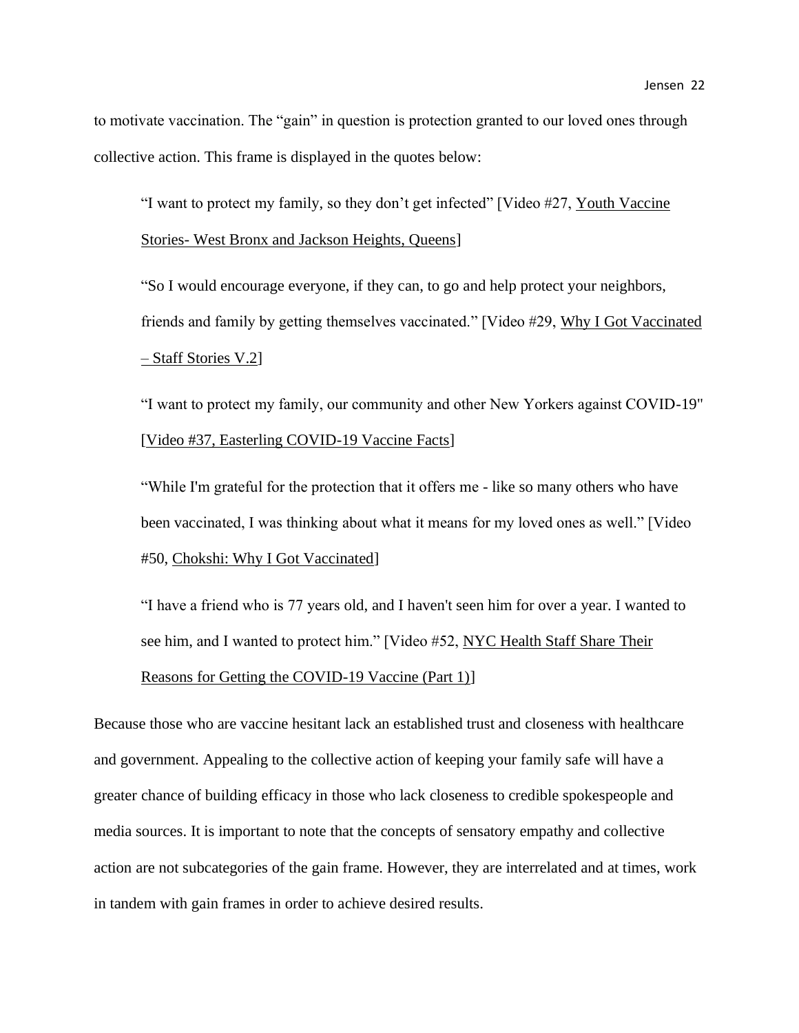to motivate vaccination. The "gain" in question is protection granted to our loved ones through collective action. This frame is displayed in the quotes below:

> "I want to protect my family, so they don't get infected" [Video #27, Youth Vaccine Stories- West Bronx and Jackson Heights, Queens]
>
> "So I would encourage everyone, if they can, to go and help protect your neighbors, friends and family by getting themselves vaccinated." [Video #29, Why I Got Vaccinated – Staff Stories V.2]
>
> "I want to protect my family, our community and other New Yorkers against COVID-19" [Video #37, Easterling COVID-19 Vaccine Facts]
>
> "While I'm grateful for the protection that it offers me - like so many others who have been vaccinated, I was thinking about what it means for my loved ones as well." [Video #50, Chokshi: Why I Got Vaccinated]
>
> "I have a friend who is 77 years old, and I haven't seen him for over a year. I wanted to see him, and I wanted to protect him." [Video #52, NYC Health Staff Share Their Reasons for Getting the COVID-19 Vaccine (Part 1)]

Because those who are vaccine hesitant lack an established trust and closeness with healthcare and government. Appealing to the collective action of keeping your family safe will have a greater chance of building efficacy in those who lack closeness to credible spokespeople and media sources. It is important to note that the concepts of sensatory empathy and collective action are not subcategories of the gain frame. However, they are interrelated and at times, work in tandem with gain frames in order to achieve desired results.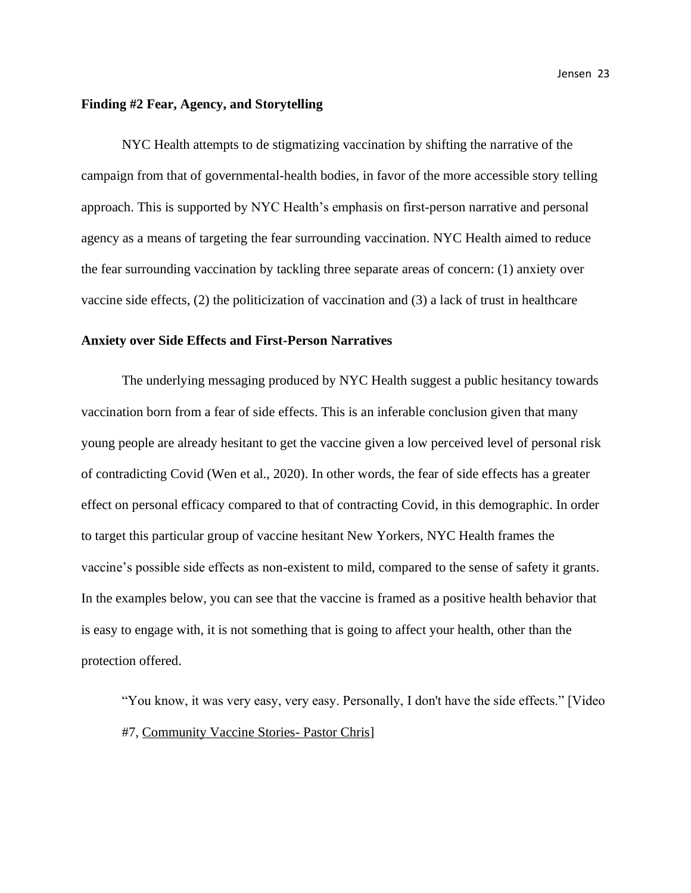### Finding #2 Fear, Agency, and Storytelling

NYC Health attempts to de stigmatizing vaccination by shifting the narrative of the campaign from that of governmental-health bodies, in favor of the more accessible story telling approach. This is supported by NYC Health's emphasis on first-person narrative and personal agency as a means of targeting the fear surrounding vaccination. NYC Health aimed to reduce the fear surrounding vaccination by tackling three separate areas of concern: (1) anxiety over vaccine side effects, (2) the politicization of vaccination and (3) a lack of trust in healthcare

### Anxiety over Side Effects and First-Person Narratives

The underlying messaging produced by NYC Health suggest a public hesitancy towards vaccination born from a fear of side effects. This is an inferable conclusion given that many young people are already hesitant to get the vaccine given a low perceived level of personal risk of contradicting Covid (Wen et al., 2020). In other words, the fear of side effects has a greater effect on personal efficacy compared to that of contracting Covid, in this demographic. In order to target this particular group of vaccine hesitant New Yorkers, NYC Health frames the vaccine's possible side effects as non-existent to mild, compared to the sense of safety it grants. In the examples below, you can see that the vaccine is framed as a positive health behavior that is easy to engage with, it is not something that is going to affect your health, other than the protection offered.

> "You know, it was very easy, very easy. Personally, I don't have the side effects." [Video #7, Community Vaccine Stories- Pastor Chris]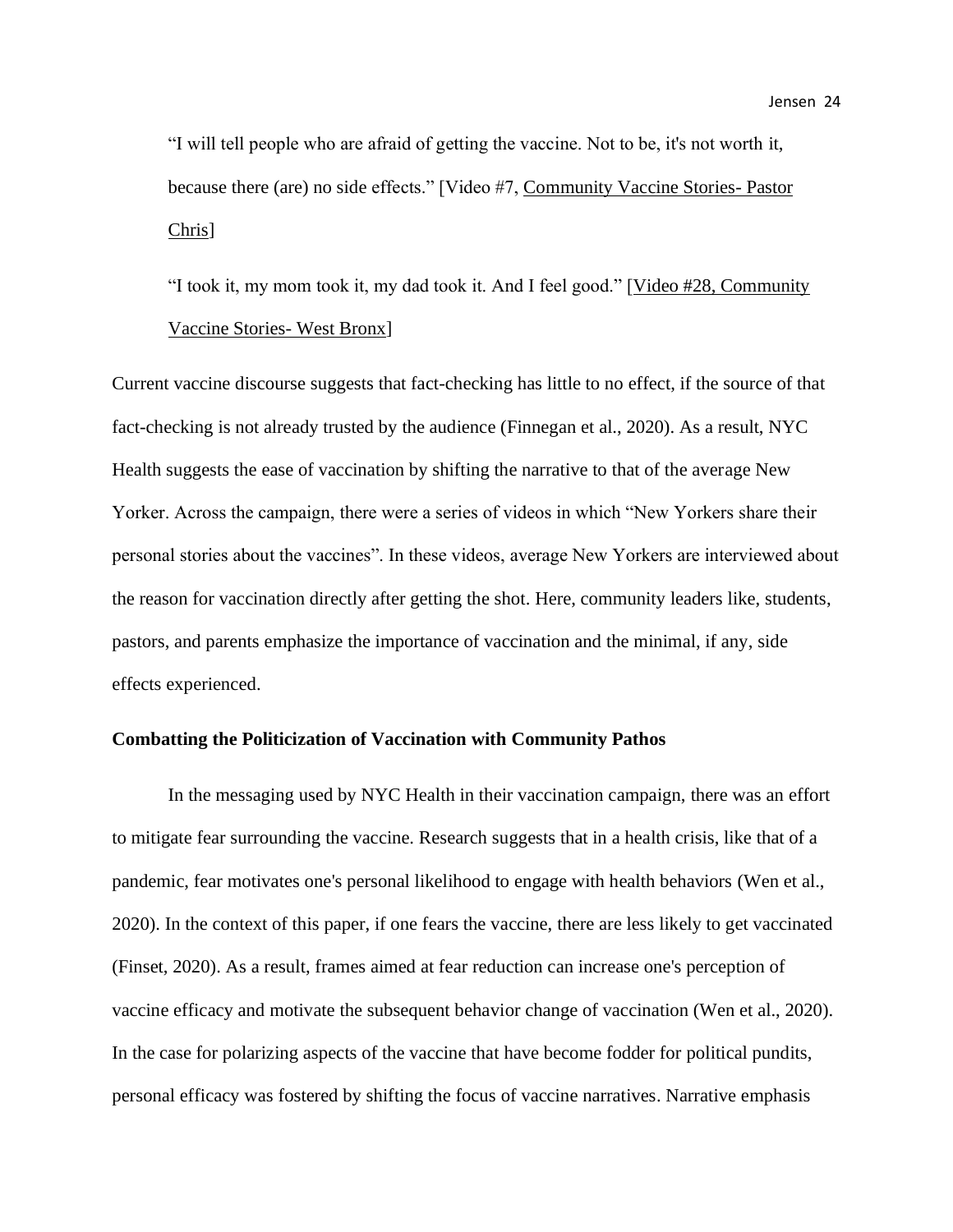"I will tell people who are afraid of getting the vaccine. Not to be, it's not worth it, because there (are) no side effects." [Video #7, Community Vaccine Stories- Pastor Chris]

"I took it, my mom took it, my dad took it. And I feel good." [Video #28, Community Vaccine Stories- West Bronx]

Current vaccine discourse suggests that fact-checking has little to no effect, if the source of that fact-checking is not already trusted by the audience (Finnegan et al., 2020). As a result, NYC Health suggests the ease of vaccination by shifting the narrative to that of the average New Yorker. Across the campaign, there were a series of videos in which "New Yorkers share their personal stories about the vaccines". In these videos, average New Yorkers are interviewed about the reason for vaccination directly after getting the shot. Here, community leaders like, students, pastors, and parents emphasize the importance of vaccination and the minimal, if any, side effects experienced.

**Combatting the Politicization of Vaccination with Community Pathos**

In the messaging used by NYC Health in their vaccination campaign, there was an effort to mitigate fear surrounding the vaccine. Research suggests that in a health crisis, like that of a pandemic, fear motivates one's personal likelihood to engage with health behaviors (Wen et al., 2020). In the context of this paper, if one fears the vaccine, there are less likely to get vaccinated (Finset, 2020). As a result, frames aimed at fear reduction can increase one's perception of vaccine efficacy and motivate the subsequent behavior change of vaccination (Wen et al., 2020). In the case for polarizing aspects of the vaccine that have become fodder for political pundits, personal efficacy was fostered by shifting the focus of vaccine narratives. Narrative emphasis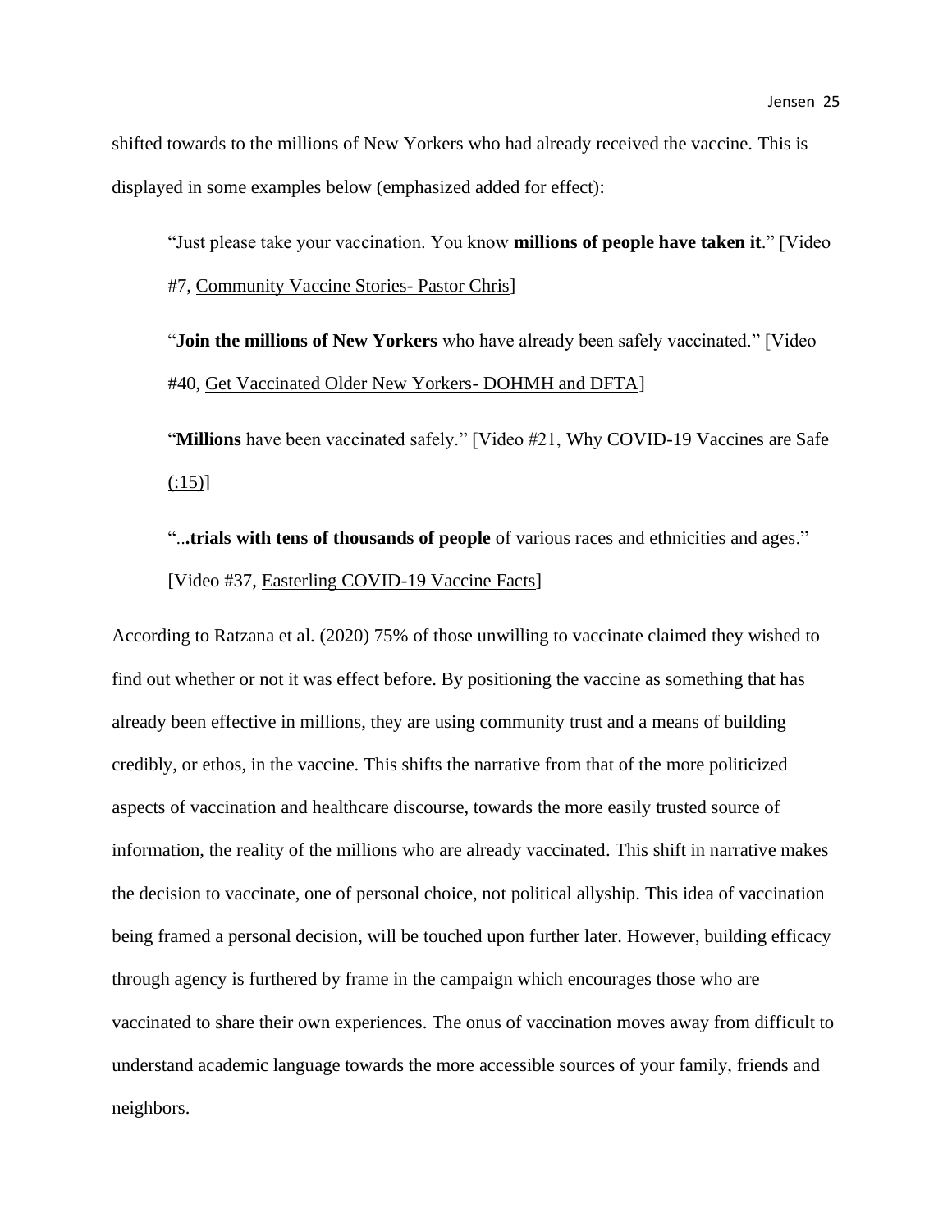shifted towards to the millions of New Yorkers who had already received the vaccine. This is displayed in some examples below (emphasized added for effect):

> "Just please take your vaccination. You know **millions of people have taken it**." [Video #7, Community Vaccine Stories- Pastor Chris]
>
> "**Join the millions of New Yorkers** who have already been safely vaccinated." [Video #40, Get Vaccinated Older New Yorkers- DOHMH and DFTA]
>
> "**Millions** have been vaccinated safely." [Video #21, Why COVID-19 Vaccines are Safe (:15)]
>
> "...**trials with tens of thousands of people** of various races and ethnicities and ages." [Video #37, Easterling COVID-19 Vaccine Facts]

According to Ratzana et al. (2020) 75% of those unwilling to vaccinate claimed they wished to find out whether or not it was effect before. By positioning the vaccine as something that has already been effective in millions, they are using community trust and a means of building credibly, or ethos, in the vaccine. This shifts the narrative from that of the more politicized aspects of vaccination and healthcare discourse, towards the more easily trusted source of information, the reality of the millions who are already vaccinated. This shift in narrative makes the decision to vaccinate, one of personal choice, not political allyship. This idea of vaccination being framed a personal decision, will be touched upon further later. However, building efficacy through agency is furthered by frame in the campaign which encourages those who are vaccinated to share their own experiences. The onus of vaccination moves away from difficult to understand academic language towards the more accessible sources of your family, friends and neighbors.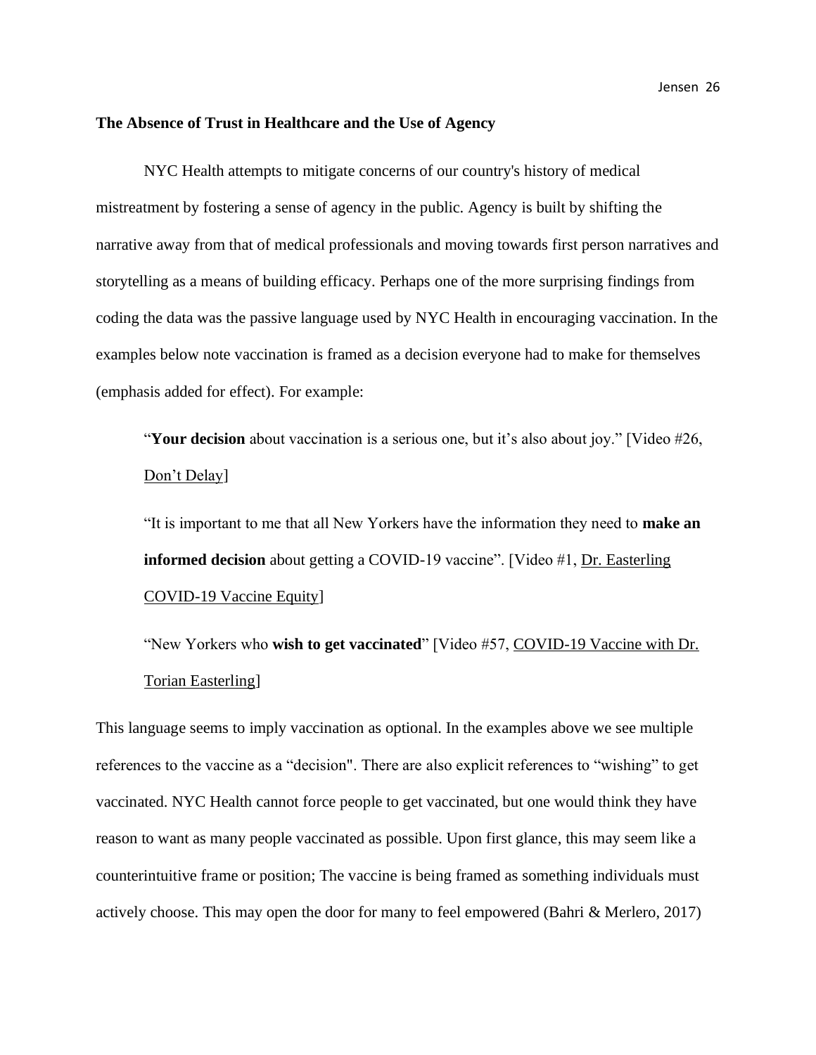### The Absence of Trust in Healthcare and the Use of Agency

NYC Health attempts to mitigate concerns of our country's history of medical mistreatment by fostering a sense of agency in the public. Agency is built by shifting the narrative away from that of medical professionals and moving towards first person narratives and storytelling as a means of building efficacy. Perhaps one of the more surprising findings from coding the data was the passive language used by NYC Health in encouraging vaccination. In the examples below note vaccination is framed as a decision everyone had to make for themselves (emphasis added for effect). For example:

> "**Your decision** about vaccination is a serious one, but it's also about joy." [Video #26, Don't Delay]
>
> "It is important to me that all New Yorkers have the information they need to **make an informed decision** about getting a COVID-19 vaccine". [Video #1, Dr. Easterling COVID-19 Vaccine Equity]
>
> "New Yorkers who **wish to get vaccinated**" [Video #57, COVID-19 Vaccine with Dr. Torian Easterling]

This language seems to imply vaccination as optional. In the examples above we see multiple references to the vaccine as a "decision". There are also explicit references to "wishing" to get vaccinated. NYC Health cannot force people to get vaccinated, but one would think they have reason to want as many people vaccinated as possible. Upon first glance, this may seem like a counterintuitive frame or position; The vaccine is being framed as something individuals must actively choose. This may open the door for many to feel empowered (Bahri & Merlero, 2017)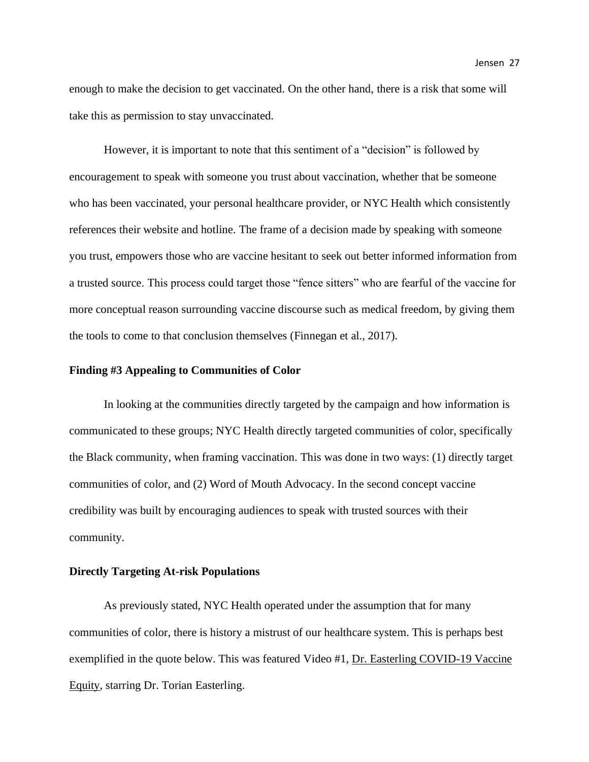enough to make the decision to get vaccinated. On the other hand, there is a risk that some will take this as permission to stay unvaccinated.

However, it is important to note that this sentiment of a "decision" is followed by encouragement to speak with someone you trust about vaccination, whether that be someone who has been vaccinated, your personal healthcare provider, or NYC Health which consistently references their website and hotline. The frame of a decision made by speaking with someone you trust, empowers those who are vaccine hesitant to seek out better informed information from a trusted source. This process could target those "fence sitters" who are fearful of the vaccine for more conceptual reason surrounding vaccine discourse such as medical freedom, by giving them the tools to come to that conclusion themselves (Finnegan et al., 2017).

**Finding #3 Appealing to Communities of Color**

In looking at the communities directly targeted by the campaign and how information is communicated to these groups; NYC Health directly targeted communities of color, specifically the Black community, when framing vaccination. This was done in two ways: (1) directly target communities of color, and (2) Word of Mouth Advocacy. In the second concept vaccine credibility was built by encouraging audiences to speak with trusted sources with their community.

**Directly Targeting At-risk Populations**

As previously stated, NYC Health operated under the assumption that for many communities of color, there is history a mistrust of our healthcare system. This is perhaps best exemplified in the quote below. This was featured Video #1, Dr. Easterling COVID-19 Vaccine Equity, starring Dr. Torian Easterling.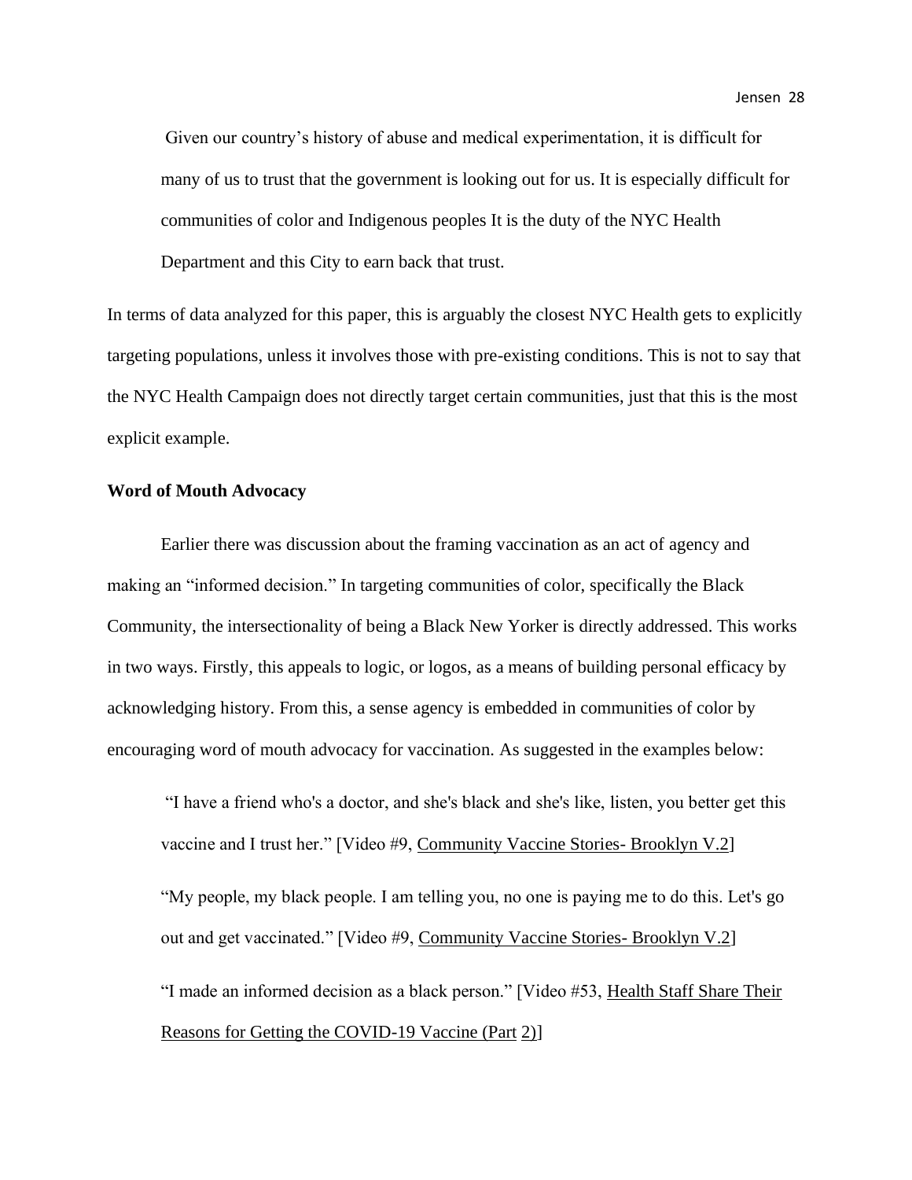> Given our country's history of abuse and medical experimentation, it is difficult for many of us to trust that the government is looking out for us. It is especially difficult for communities of color and Indigenous peoples It is the duty of the NYC Health Department and this City to earn back that trust.

In terms of data analyzed for this paper, this is arguably the closest NYC Health gets to explicitly targeting populations, unless it involves those with pre-existing conditions. This is not to say that the NYC Health Campaign does not directly target certain communities, just that this is the most explicit example.

**Word of Mouth Advocacy**

Earlier there was discussion about the framing vaccination as an act of agency and making an "informed decision." In targeting communities of color, specifically the Black Community, the intersectionality of being a Black New Yorker is directly addressed. This works in two ways. Firstly, this appeals to logic, or logos, as a means of building personal efficacy by acknowledging history. From this, a sense agency is embedded in communities of color by encouraging word of mouth advocacy for vaccination. As suggested in the examples below:

> "I have a friend who's a doctor, and she's black and she's like, listen, you better get this vaccine and I trust her." [Video #9, Community Vaccine Stories- Brooklyn V.2]
>
> "My people, my black people. I am telling you, no one is paying me to do this. Let's go out and get vaccinated." [Video #9, Community Vaccine Stories- Brooklyn V.2]
>
> "I made an informed decision as a black person." [Video #53, Health Staff Share Their Reasons for Getting the COVID-19 Vaccine (Part 2)]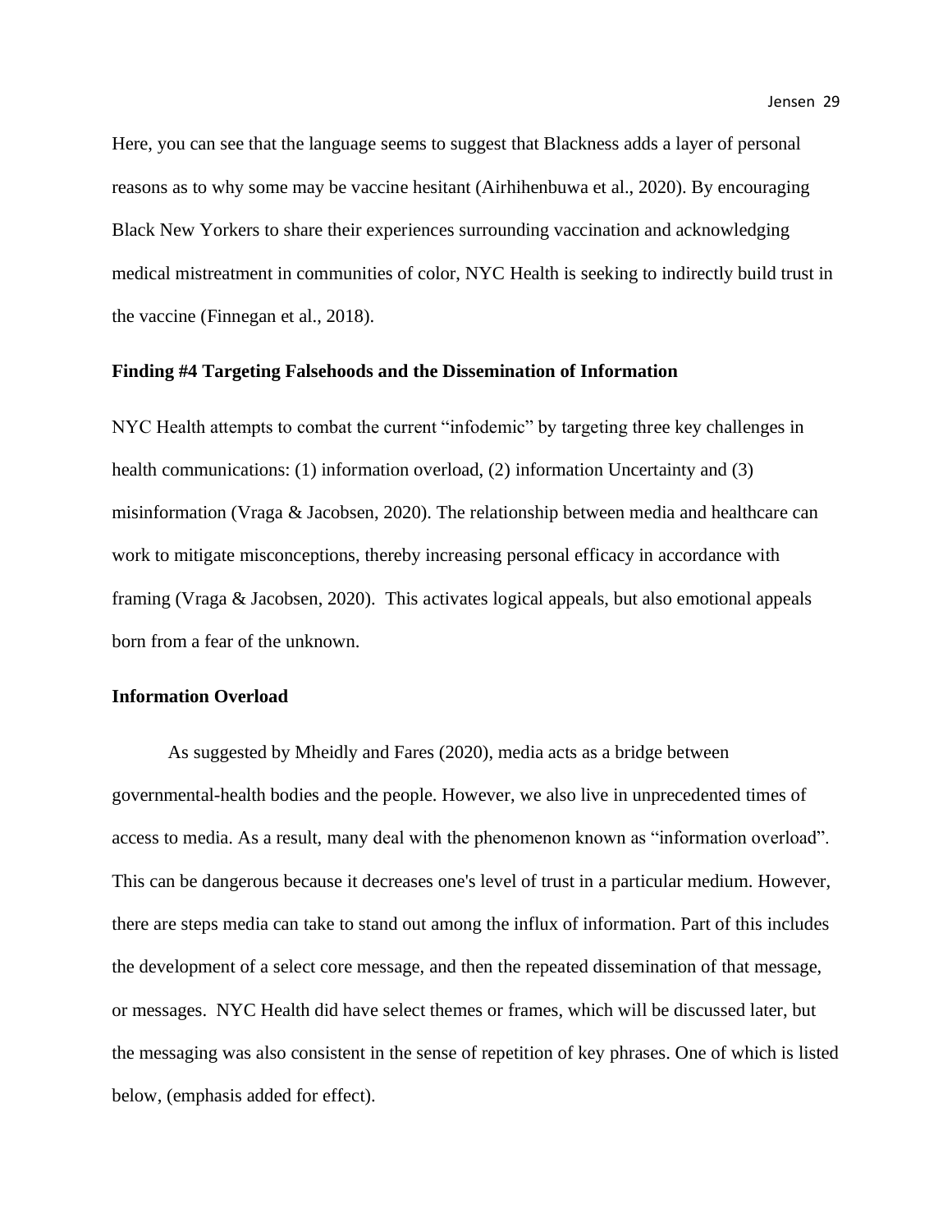Here, you can see that the language seems to suggest that Blackness adds a layer of personal reasons as to why some may be vaccine hesitant (Airhihenbuwa et al., 2020). By encouraging Black New Yorkers to share their experiences surrounding vaccination and acknowledging medical mistreatment in communities of color, NYC Health is seeking to indirectly build trust in the vaccine (Finnegan et al., 2018).

**Finding #4 Targeting Falsehoods and the Dissemination of Information**

NYC Health attempts to combat the current "infodemic" by targeting three key challenges in health communications: (1) information overload, (2) information Uncertainty and (3) misinformation (Vraga & Jacobsen, 2020). The relationship between media and healthcare can work to mitigate misconceptions, thereby increasing personal efficacy in accordance with framing (Vraga & Jacobsen, 2020). This activates logical appeals, but also emotional appeals born from a fear of the unknown.

**Information Overload**

As suggested by Mheidly and Fares (2020), media acts as a bridge between governmental-health bodies and the people. However, we also live in unprecedented times of access to media. As a result, many deal with the phenomenon known as "information overload". This can be dangerous because it decreases one's level of trust in a particular medium. However, there are steps media can take to stand out among the influx of information. Part of this includes the development of a select core message, and then the repeated dissemination of that message, or messages. NYC Health did have select themes or frames, which will be discussed later, but the messaging was also consistent in the sense of repetition of key phrases. One of which is listed below, (emphasis added for effect).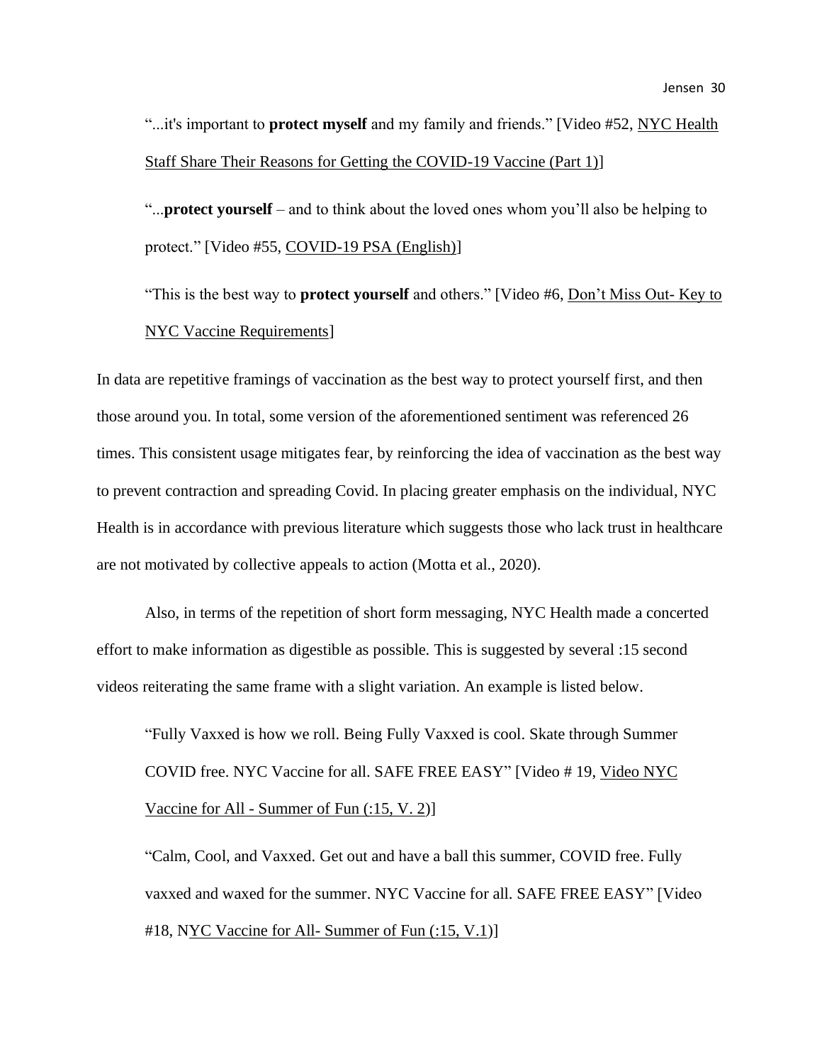> "...it's important to **protect myself** and my family and friends." [Video #52, NYC Health Staff Share Their Reasons for Getting the COVID-19 Vaccine (Part 1)]
>
> "...**protect yourself** – and to think about the loved ones whom you'll also be helping to protect." [Video #55, COVID-19 PSA (English)]
>
> "This is the best way to **protect yourself** and others." [Video #6, Don't Miss Out- Key to NYC Vaccine Requirements]

In data are repetitive framings of vaccination as the best way to protect yourself first, and then those around you. In total, some version of the aforementioned sentiment was referenced 26 times. This consistent usage mitigates fear, by reinforcing the idea of vaccination as the best way to prevent contraction and spreading Covid. In placing greater emphasis on the individual, NYC Health is in accordance with previous literature which suggests those who lack trust in healthcare are not motivated by collective appeals to action (Motta et al., 2020).

Also, in terms of the repetition of short form messaging, NYC Health made a concerted effort to make information as digestible as possible. This is suggested by several :15 second videos reiterating the same frame with a slight variation. An example is listed below.

> "Fully Vaxxed is how we roll. Being Fully Vaxxed is cool. Skate through Summer COVID free. NYC Vaccine for all. SAFE FREE EASY" [Video # 19, Video NYC Vaccine for All - Summer of Fun (:15, V. 2)]
>
> "Calm, Cool, and Vaxxed. Get out and have a ball this summer, COVID free. Fully vaxxed and waxed for the summer. NYC Vaccine for all. SAFE FREE EASY" [Video #18, NYC Vaccine for All- Summer of Fun (:15, V.1)]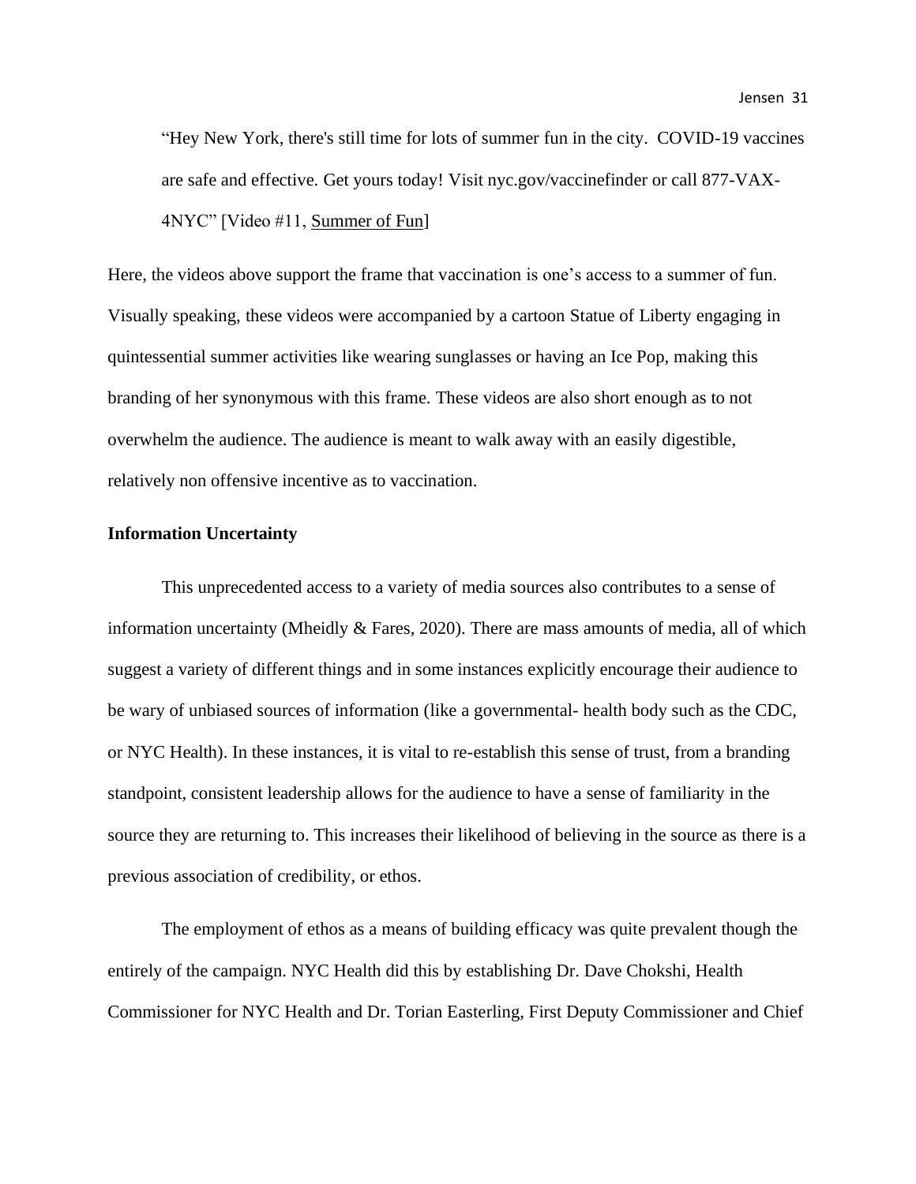> "Hey New York, there's still time for lots of summer fun in the city. COVID-19 vaccines are safe and effective. Get yours today! Visit nyc.gov/vaccinefinder or call 877-VAX-4NYC" [Video #11, Summer of Fun]

Here, the videos above support the frame that vaccination is one's access to a summer of fun. Visually speaking, these videos were accompanied by a cartoon Statue of Liberty engaging in quintessential summer activities like wearing sunglasses or having an Ice Pop, making this branding of her synonymous with this frame. These videos are also short enough as to not overwhelm the audience. The audience is meant to walk away with an easily digestible, relatively non offensive incentive as to vaccination.

**Information Uncertainty**

This unprecedented access to a variety of media sources also contributes to a sense of information uncertainty (Mheidly & Fares, 2020). There are mass amounts of media, all of which suggest a variety of different things and in some instances explicitly encourage their audience to be wary of unbiased sources of information (like a governmental- health body such as the CDC, or NYC Health). In these instances, it is vital to re-establish this sense of trust, from a branding standpoint, consistent leadership allows for the audience to have a sense of familiarity in the source they are returning to. This increases their likelihood of believing in the source as there is a previous association of credibility, or ethos.

The employment of ethos as a means of building efficacy was quite prevalent though the entirely of the campaign. NYC Health did this by establishing Dr. Dave Chokshi, Health Commissioner for NYC Health and Dr. Torian Easterling, First Deputy Commissioner and Chief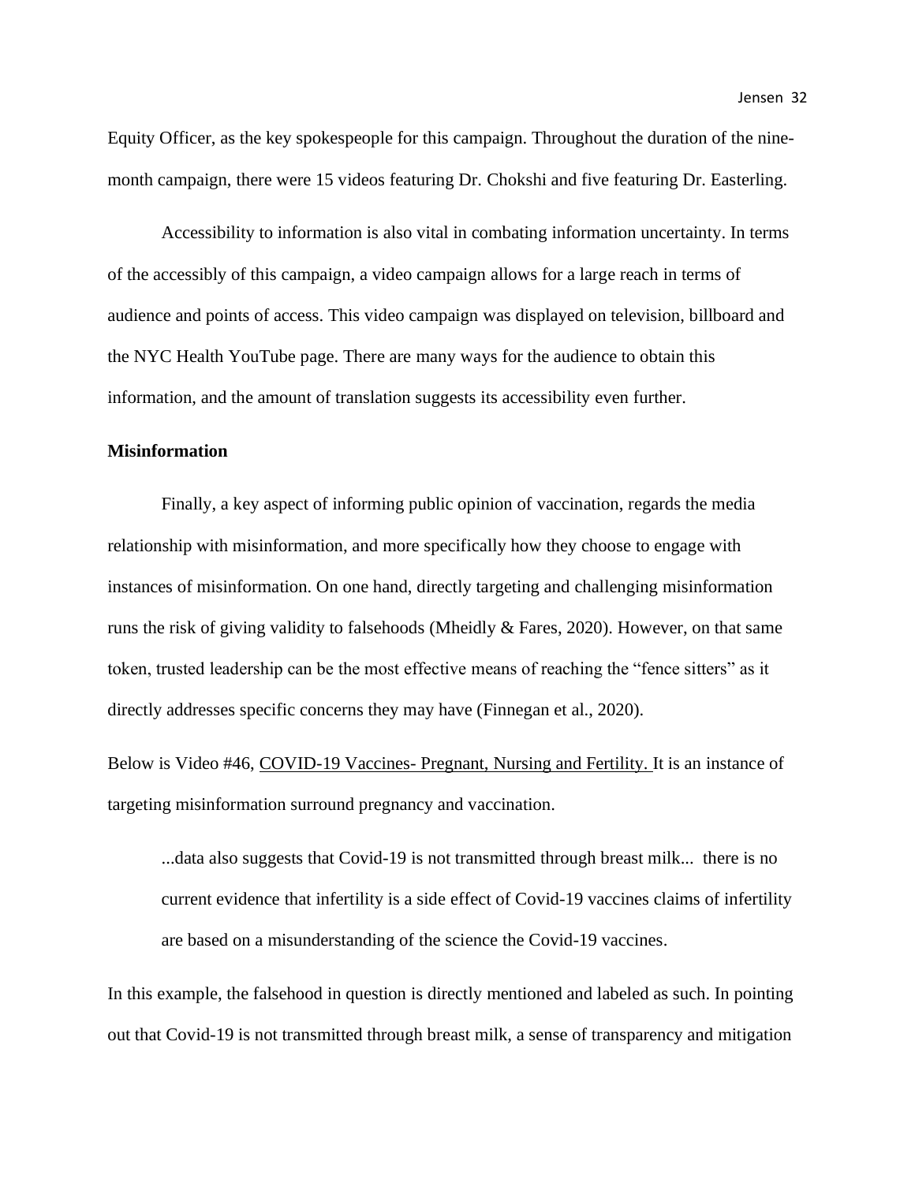Equity Officer, as the key spokespeople for this campaign. Throughout the duration of the nine-month campaign, there were 15 videos featuring Dr. Chokshi and five featuring Dr. Easterling.

Accessibility to information is also vital in combating information uncertainty. In terms of the accessibly of this campaign, a video campaign allows for a large reach in terms of audience and points of access. This video campaign was displayed on television, billboard and the NYC Health YouTube page. There are many ways for the audience to obtain this information, and the amount of translation suggests its accessibility even further.

**Misinformation**

Finally, a key aspect of informing public opinion of vaccination, regards the media relationship with misinformation, and more specifically how they choose to engage with instances of misinformation. On one hand, directly targeting and challenging misinformation runs the risk of giving validity to falsehoods (Mheidly & Fares, 2020). However, on that same token, trusted leadership can be the most effective means of reaching the "fence sitters" as it directly addresses specific concerns they may have (Finnegan et al., 2020).

Below is Video #46, COVID-19 Vaccines- Pregnant, Nursing and Fertility. It is an instance of targeting misinformation surround pregnancy and vaccination.

> ...data also suggests that Covid-19 is not transmitted through breast milk... there is no current evidence that infertility is a side effect of Covid-19 vaccines claims of infertility are based on a misunderstanding of the science the Covid-19 vaccines.

In this example, the falsehood in question is directly mentioned and labeled as such. In pointing out that Covid-19 is not transmitted through breast milk, a sense of transparency and mitigation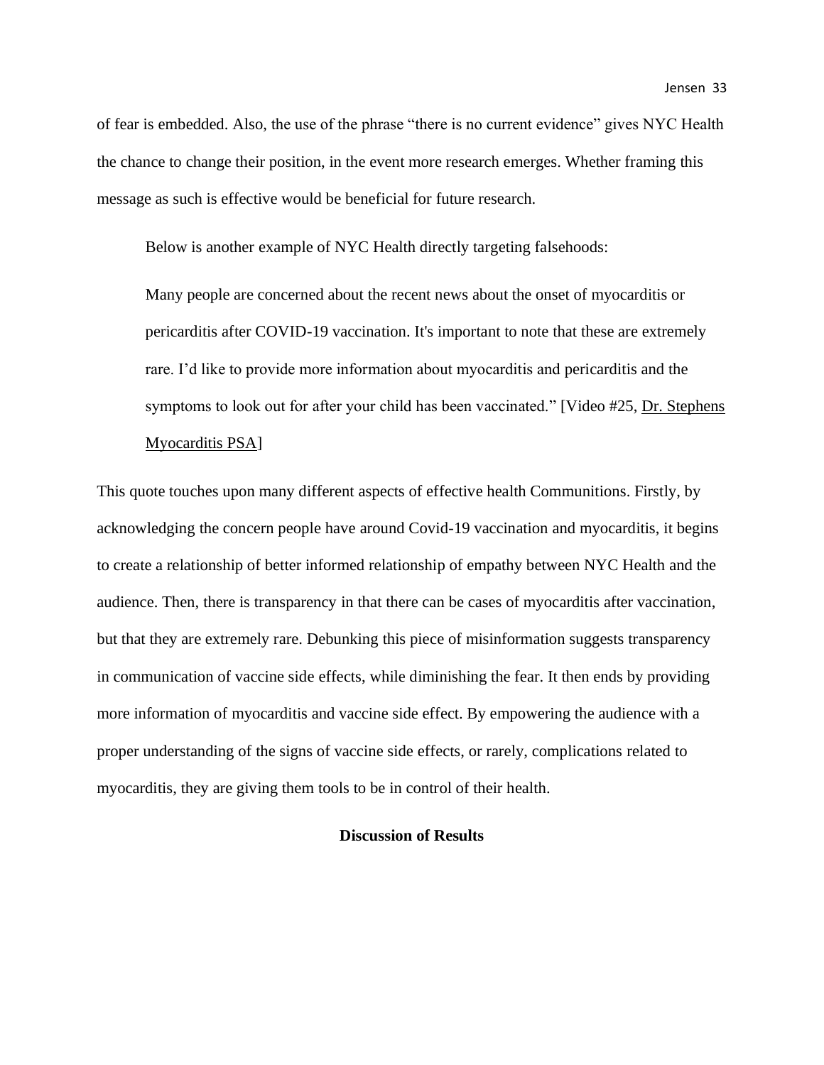of fear is embedded. Also, the use of the phrase "there is no current evidence" gives NYC Health the chance to change their position, in the event more research emerges. Whether framing this message as such is effective would be beneficial for future research.

Below is another example of NYC Health directly targeting falsehoods:

> Many people are concerned about the recent news about the onset of myocarditis or pericarditis after COVID-19 vaccination. It's important to note that these are extremely rare. I'd like to provide more information about myocarditis and pericarditis and the symptoms to look out for after your child has been vaccinated." [Video #25, Dr. Stephens Myocarditis PSA]

This quote touches upon many different aspects of effective health Communitions. Firstly, by acknowledging the concern people have around Covid-19 vaccination and myocarditis, it begins to create a relationship of better informed relationship of empathy between NYC Health and the audience. Then, there is transparency in that there can be cases of myocarditis after vaccination, but that they are extremely rare. Debunking this piece of misinformation suggests transparency in communication of vaccine side effects, while diminishing the fear. It then ends by providing more information of myocarditis and vaccine side effect. By empowering the audience with a proper understanding of the signs of vaccine side effects, or rarely, complications related to myocarditis, they are giving them tools to be in control of their health.

## Discussion of Results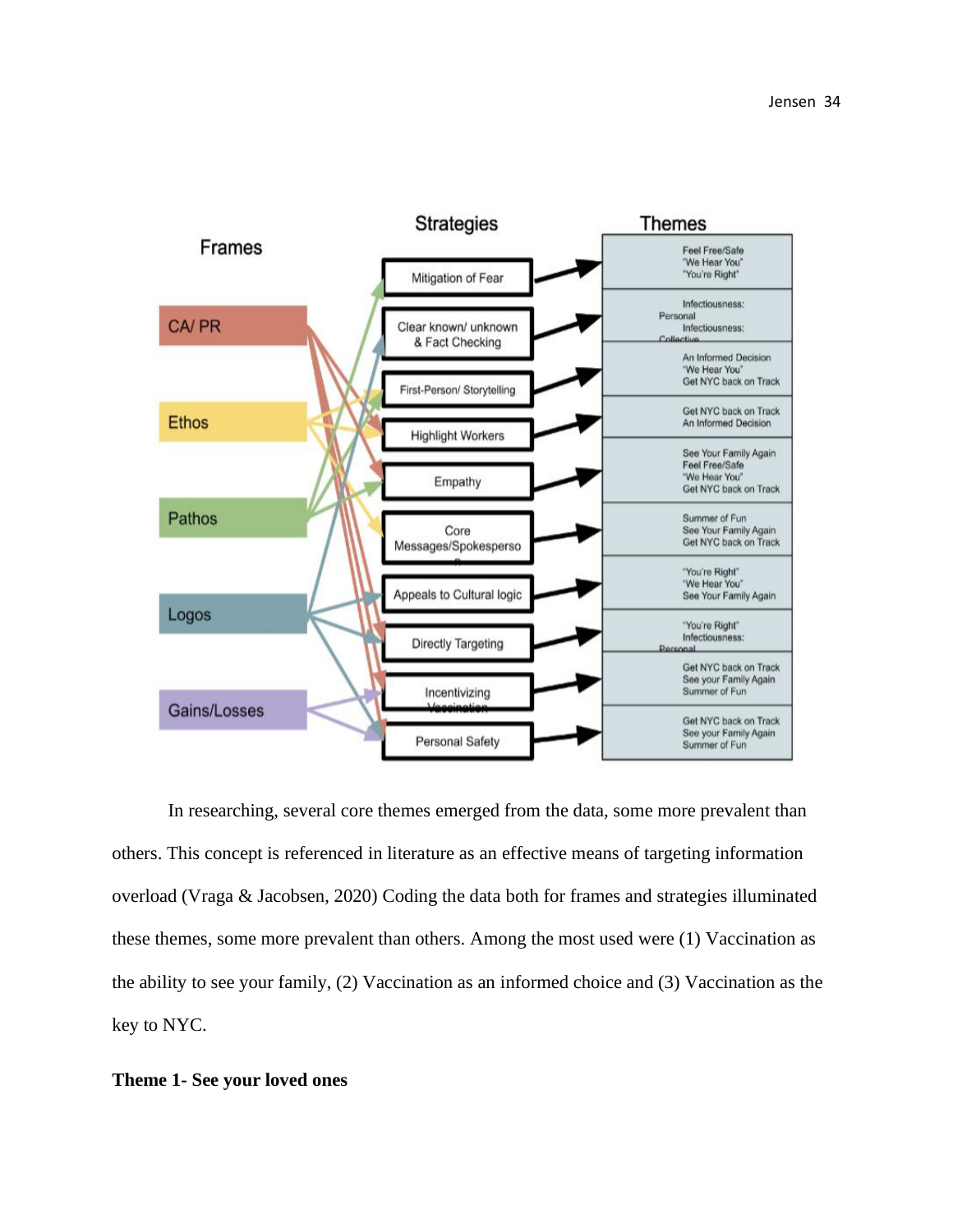**Frames:** CA/ PR; Ethos; Pathos; Logos; Gains/Losses

| Strategies | Themes |
| --- | --- |
| Mitigation of Fear | Feel Free/Safe; "We Hear You"; "You're Right" |
| Clear known/ unknown & Fact Checking | Infectiousness: Personal; Infectiousness: Collective |
| First-Person/ Storytelling | An Informed Decision; "We Hear You"; Get NYC back on Track |
| Highlight Workers | Get NYC back on Track; An Informed Decision |
| Empathy | See Your Family Again; Feel Free/Safe; "We Hear You"; Get NYC back on Track |
| Core Messages/Spokesperson | Summer of Fun; See Your Family Again; Get NYC back on Track |
| Appeals to Cultural logic | "You're Right"; "We Hear You"; See Your Family Again |
| Directly Targeting | "You're Right"; Infectiousness: Personal |
| Incentivizing Vaccination | Get NYC back on Track; See your Family Again; Summer of Fun |
| Personal Safety | Get NYC back on Track; See your Family Again; Summer of Fun |

In researching, several core themes emerged from the data, some more prevalent than others. This concept is referenced in literature as an effective means of targeting information overload (Vraga & Jacobsen, 2020) Coding the data both for frames and strategies illuminated these themes, some more prevalent than others. Among the most used were (1) Vaccination as the ability to see your family, (2) Vaccination as an informed choice and (3) Vaccination as the key to NYC.

**Theme 1- See your loved ones**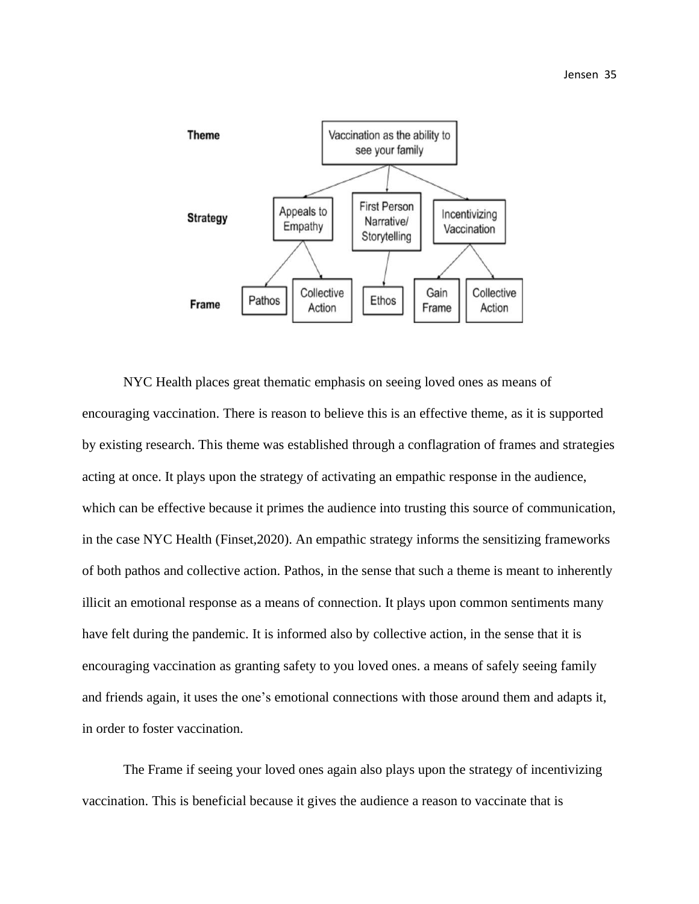| Theme | Strategy | Frame |
| --- | --- | --- |
| Vaccination as the ability to see your family | Appeals to Empathy | Pathos |
| | | Collective Action |
| | First Person Narrative/ Storytelling | Ethos |
| | Incentivizing Vaccination | Gain Frame |
| | | Collective Action |

NYC Health places great thematic emphasis on seeing loved ones as means of encouraging vaccination. There is reason to believe this is an effective theme, as it is supported by existing research. This theme was established through a conflagration of frames and strategies acting at once. It plays upon the strategy of activating an empathic response in the audience, which can be effective because it primes the audience into trusting this source of communication, in the case NYC Health (Finset,2020). An empathic strategy informs the sensitizing frameworks of both pathos and collective action. Pathos, in the sense that such a theme is meant to inherently illicit an emotional response as a means of connection. It plays upon common sentiments many have felt during the pandemic. It is informed also by collective action, in the sense that it is encouraging vaccination as granting safety to you loved ones. a means of safely seeing family and friends again, it uses the one's emotional connections with those around them and adapts it, in order to foster vaccination.

The Frame if seeing your loved ones again also plays upon the strategy of incentivizing vaccination. This is beneficial because it gives the audience a reason to vaccinate that is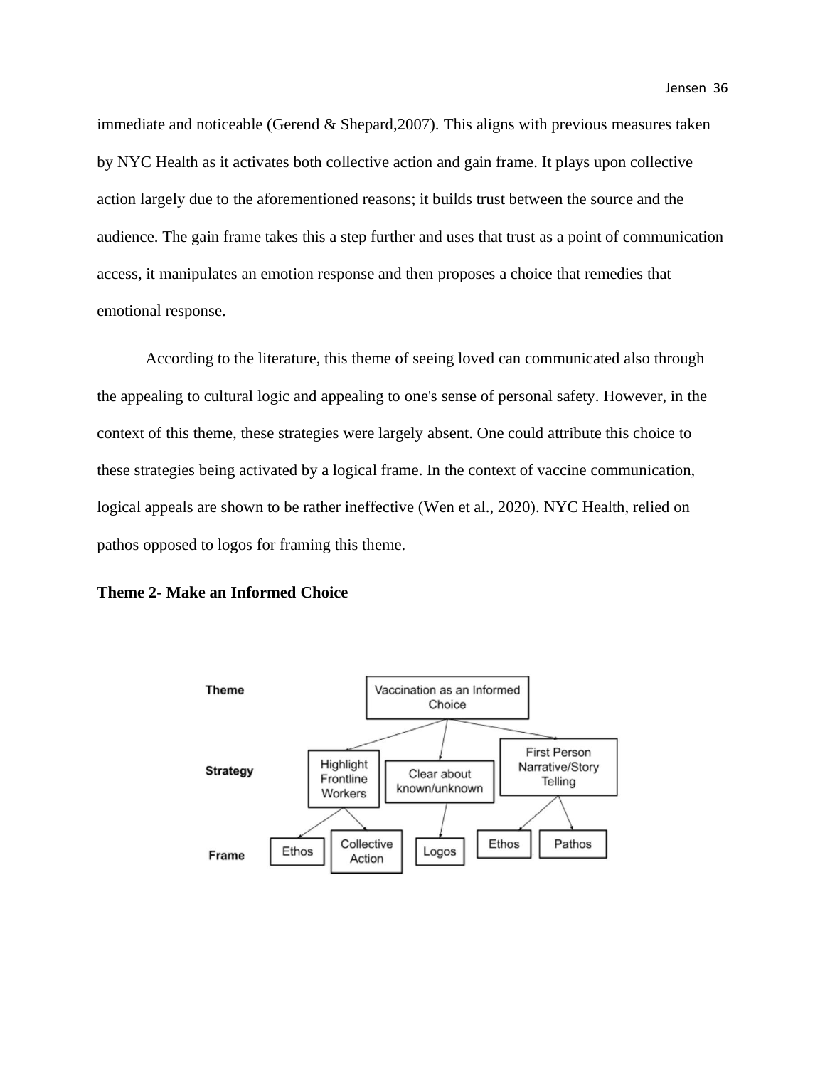immediate and noticeable (Gerend & Shepard,2007). This aligns with previous measures taken by NYC Health as it activates both collective action and gain frame. It plays upon collective action largely due to the aforementioned reasons; it builds trust between the source and the audience. The gain frame takes this a step further and uses that trust as a point of communication access, it manipulates an emotion response and then proposes a choice that remedies that emotional response.

According to the literature, this theme of seeing loved can communicated also through the appealing to cultural logic and appealing to one's sense of personal safety. However, in the context of this theme, these strategies were largely absent. One could attribute this choice to these strategies being activated by a logical frame. In the context of vaccine communication, logical appeals are shown to be rather ineffective (Wen et al., 2020). NYC Health, relied on pathos opposed to logos for framing this theme.

**Theme 2- Make an Informed Choice**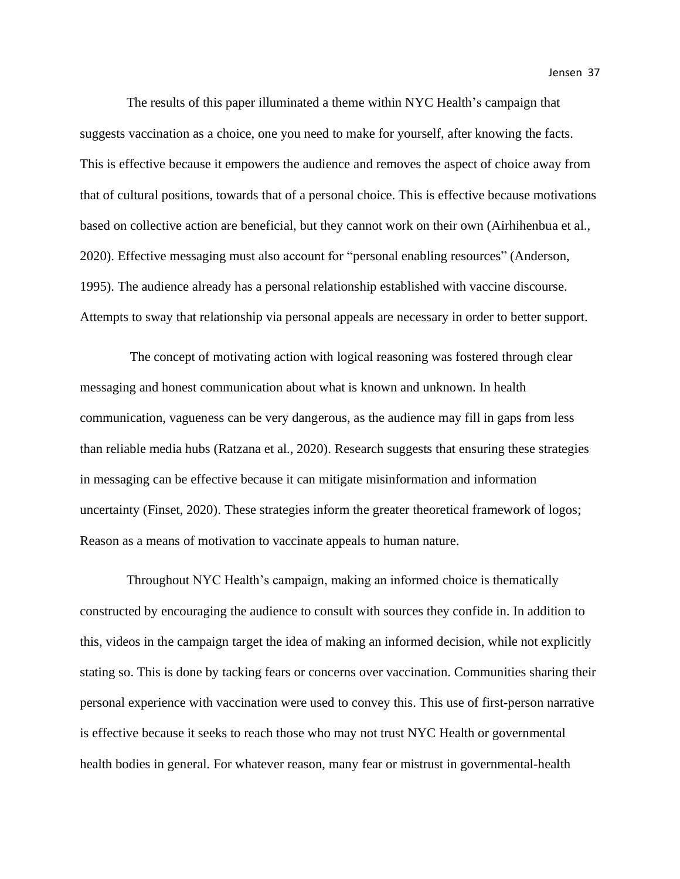The results of this paper illuminated a theme within NYC Health's campaign that suggests vaccination as a choice, one you need to make for yourself, after knowing the facts. This is effective because it empowers the audience and removes the aspect of choice away from that of cultural positions, towards that of a personal choice. This is effective because motivations based on collective action are beneficial, but they cannot work on their own (Airhihenbua et al., 2020). Effective messaging must also account for "personal enabling resources" (Anderson, 1995). The audience already has a personal relationship established with vaccine discourse. Attempts to sway that relationship via personal appeals are necessary in order to better support.

The concept of motivating action with logical reasoning was fostered through clear messaging and honest communication about what is known and unknown. In health communication, vagueness can be very dangerous, as the audience may fill in gaps from less than reliable media hubs (Ratzana et al., 2020). Research suggests that ensuring these strategies in messaging can be effective because it can mitigate misinformation and information uncertainty (Finset, 2020). These strategies inform the greater theoretical framework of logos; Reason as a means of motivation to vaccinate appeals to human nature.

Throughout NYC Health's campaign, making an informed choice is thematically constructed by encouraging the audience to consult with sources they confide in. In addition to this, videos in the campaign target the idea of making an informed decision, while not explicitly stating so. This is done by tacking fears or concerns over vaccination. Communities sharing their personal experience with vaccination were used to convey this. This use of first-person narrative is effective because it seeks to reach those who may not trust NYC Health or governmental health bodies in general. For whatever reason, many fear or mistrust in governmental-health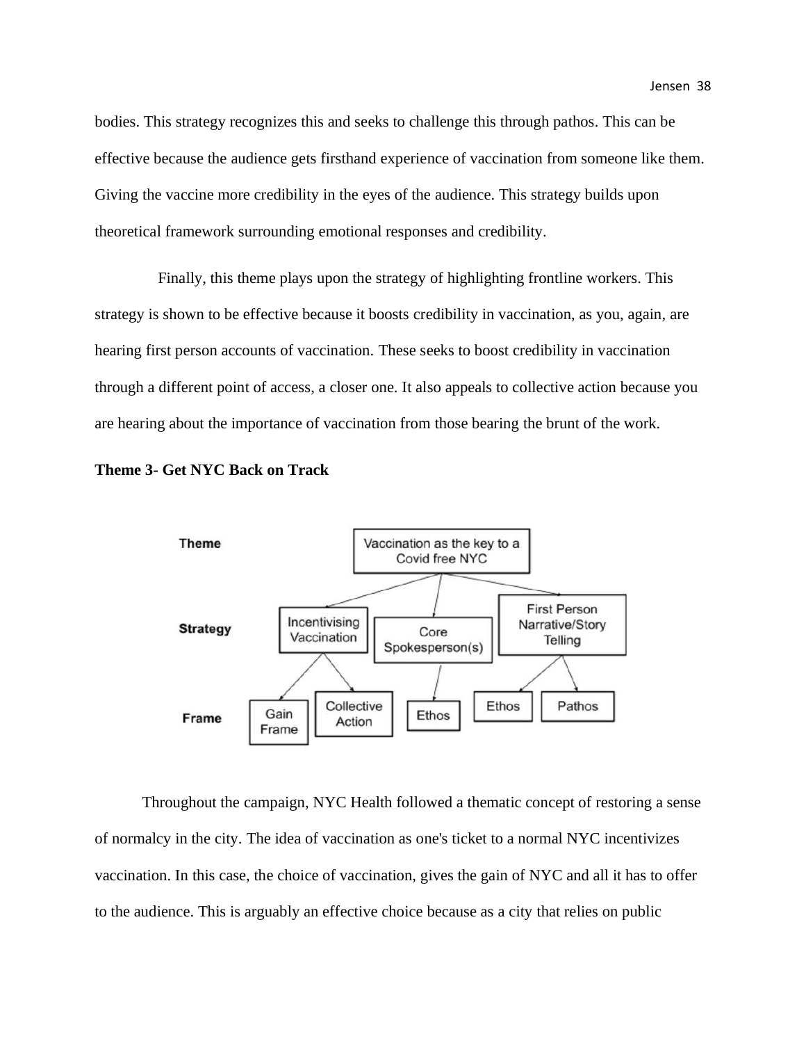bodies. This strategy recognizes this and seeks to challenge this through pathos. This can be effective because the audience gets firsthand experience of vaccination from someone like them. Giving the vaccine more credibility in the eyes of the audience. This strategy builds upon theoretical framework surrounding emotional responses and credibility.

Finally, this theme plays upon the strategy of highlighting frontline workers. This strategy is shown to be effective because it boosts credibility in vaccination, as you, again, are hearing first person accounts of vaccination. These seeks to boost credibility in vaccination through a different point of access, a closer one. It also appeals to collective action because you are hearing about the importance of vaccination from those bearing the brunt of the work.

**Theme 3- Get NYC Back on Track**

- **Theme:** Vaccination as the key to a Covid free NYC
  - **Strategy:** Incentivising Vaccination
    - **Frame:** Gain Frame
    - **Frame:** Collective Action
  - **Strategy:** Core Spokesperson(s)
    - **Frame:** Ethos
  - **Strategy:** First Person Narrative/Story Telling
    - **Frame:** Ethos
    - **Frame:** Pathos

Throughout the campaign, NYC Health followed a thematic concept of restoring a sense of normalcy in the city. The idea of vaccination as one's ticket to a normal NYC incentivizes vaccination. In this case, the choice of vaccination, gives the gain of NYC and all it has to offer to the audience. This is arguably an effective choice because as a city that relies on public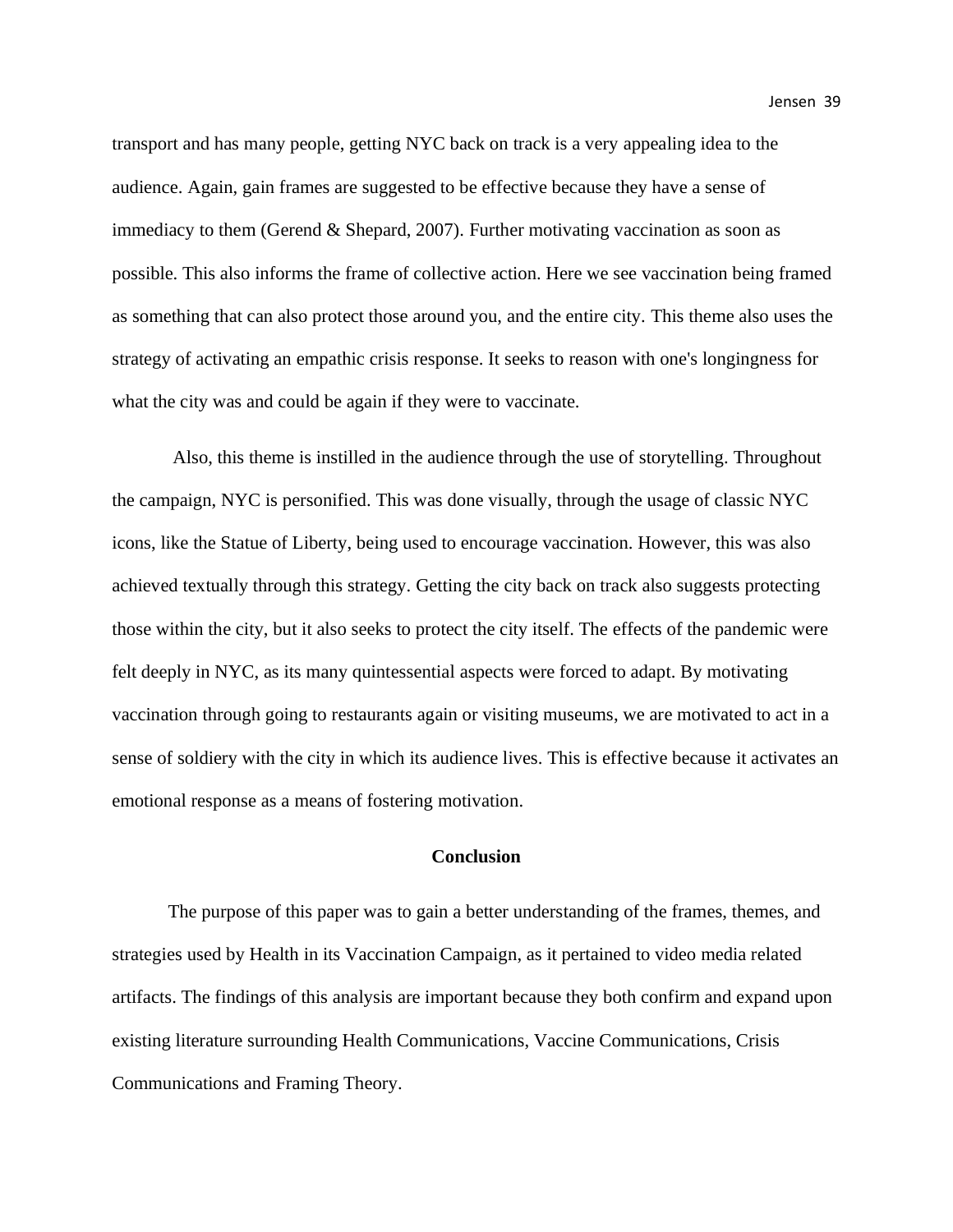transport and has many people, getting NYC back on track is a very appealing idea to the audience. Again, gain frames are suggested to be effective because they have a sense of immediacy to them (Gerend & Shepard, 2007). Further motivating vaccination as soon as possible. This also informs the frame of collective action. Here we see vaccination being framed as something that can also protect those around you, and the entire city. This theme also uses the strategy of activating an empathic crisis response. It seeks to reason with one's longingness for what the city was and could be again if they were to vaccinate.

Also, this theme is instilled in the audience through the use of storytelling. Throughout the campaign, NYC is personified. This was done visually, through the usage of classic NYC icons, like the Statue of Liberty, being used to encourage vaccination. However, this was also achieved textually through this strategy. Getting the city back on track also suggests protecting those within the city, but it also seeks to protect the city itself. The effects of the pandemic were felt deeply in NYC, as its many quintessential aspects were forced to adapt. By motivating vaccination through going to restaurants again or visiting museums, we are motivated to act in a sense of soldiery with the city in which its audience lives. This is effective because it activates an emotional response as a means of fostering motivation.

## Conclusion

The purpose of this paper was to gain a better understanding of the frames, themes, and strategies used by Health in its Vaccination Campaign, as it pertained to video media related artifacts. The findings of this analysis are important because they both confirm and expand upon existing literature surrounding Health Communications, Vaccine Communications, Crisis Communications and Framing Theory.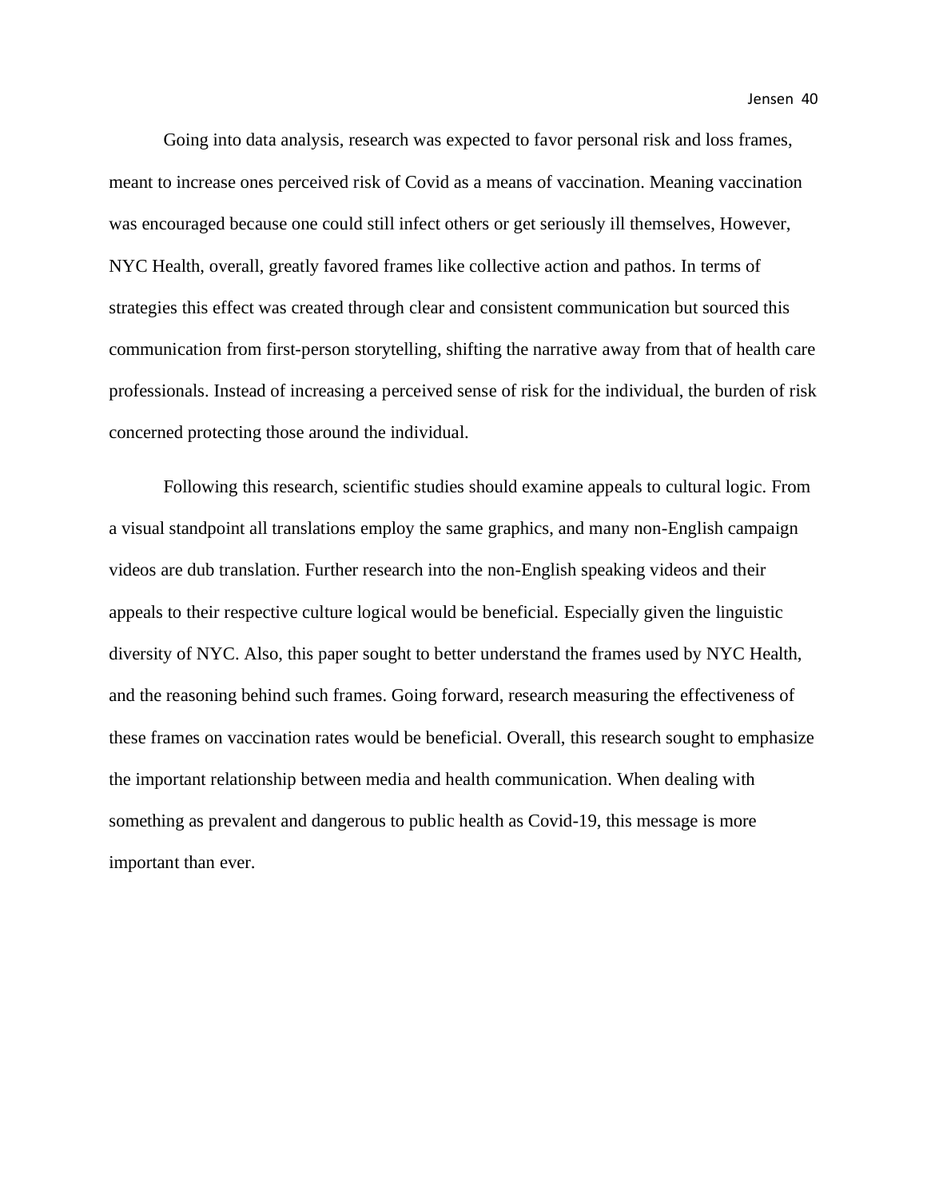Going into data analysis, research was expected to favor personal risk and loss frames, meant to increase ones perceived risk of Covid as a means of vaccination. Meaning vaccination was encouraged because one could still infect others or get seriously ill themselves, However, NYC Health, overall, greatly favored frames like collective action and pathos. In terms of strategies this effect was created through clear and consistent communication but sourced this communication from first-person storytelling, shifting the narrative away from that of health care professionals. Instead of increasing a perceived sense of risk for the individual, the burden of risk concerned protecting those around the individual.

Following this research, scientific studies should examine appeals to cultural logic. From a visual standpoint all translations employ the same graphics, and many non-English campaign videos are dub translation. Further research into the non-English speaking videos and their appeals to their respective culture logical would be beneficial. Especially given the linguistic diversity of NYC. Also, this paper sought to better understand the frames used by NYC Health, and the reasoning behind such frames. Going forward, research measuring the effectiveness of these frames on vaccination rates would be beneficial. Overall, this research sought to emphasize the important relationship between media and health communication. When dealing with something as prevalent and dangerous to public health as Covid-19, this message is more important than ever.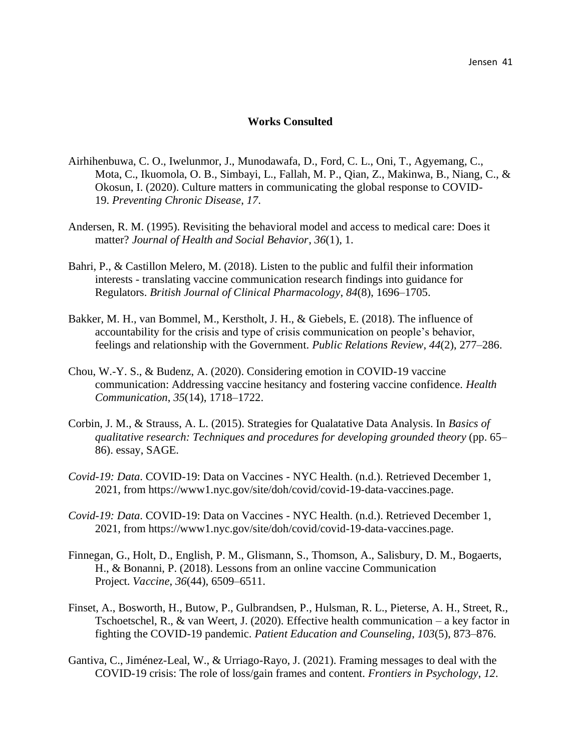## Works Consulted

Airhihenbuwa, C. O., Iwelunmor, J., Munodawafa, D., Ford, C. L., Oni, T., Agyemang, C., Mota, C., Ikuomola, O. B., Simbayi, L., Fallah, M. P., Qian, Z., Makinwa, B., Niang, C., & Okosun, I. (2020). Culture matters in communicating the global response to COVID-19. *Preventing Chronic Disease*, *17*.

Andersen, R. M. (1995). Revisiting the behavioral model and access to medical care: Does it matter? *Journal of Health and Social Behavior*, *36*(1), 1.

Bahri, P., & Castillon Melero, M. (2018). Listen to the public and fulfil their information interests - translating vaccine communication research findings into guidance for Regulators. *British Journal of Clinical Pharmacology*, *84*(8), 1696–1705.

Bakker, M. H., van Bommel, M., Kerstholt, J. H., & Giebels, E. (2018). The influence of accountability for the crisis and type of crisis communication on people's behavior, feelings and relationship with the Government. *Public Relations Review*, *44*(2), 277–286.

Chou, W.-Y. S., & Budenz, A. (2020). Considering emotion in COVID-19 vaccine communication: Addressing vaccine hesitancy and fostering vaccine confidence. *Health Communication*, *35*(14), 1718–1722.

Corbin, J. M., & Strauss, A. L. (2015). Strategies for Qualatative Data Analysis. In *Basics of qualitative research: Techniques and procedures for developing grounded theory* (pp. 65–86). essay, SAGE.

*Covid-19: Data*. COVID-19: Data on Vaccines - NYC Health. (n.d.). Retrieved December 1, 2021, from https://www1.nyc.gov/site/doh/covid/covid-19-data-vaccines.page.

*Covid-19: Data*. COVID-19: Data on Vaccines - NYC Health. (n.d.). Retrieved December 1, 2021, from https://www1.nyc.gov/site/doh/covid/covid-19-data-vaccines.page.

Finnegan, G., Holt, D., English, P. M., Glismann, S., Thomson, A., Salisbury, D. M., Bogaerts, H., & Bonanni, P. (2018). Lessons from an online vaccine Communication Project. *Vaccine*, *36*(44), 6509–6511.

Finset, A., Bosworth, H., Butow, P., Gulbrandsen, P., Hulsman, R. L., Pieterse, A. H., Street, R., Tschoetschel, R., & van Weert, J. (2020). Effective health communication – a key factor in fighting the COVID-19 pandemic. *Patient Education and Counseling*, *103*(5), 873–876.

Gantiva, C., Jiménez-Leal, W., & Urriago-Rayo, J. (2021). Framing messages to deal with the COVID-19 crisis: The role of loss/gain frames and content. *Frontiers in Psychology*, *12*.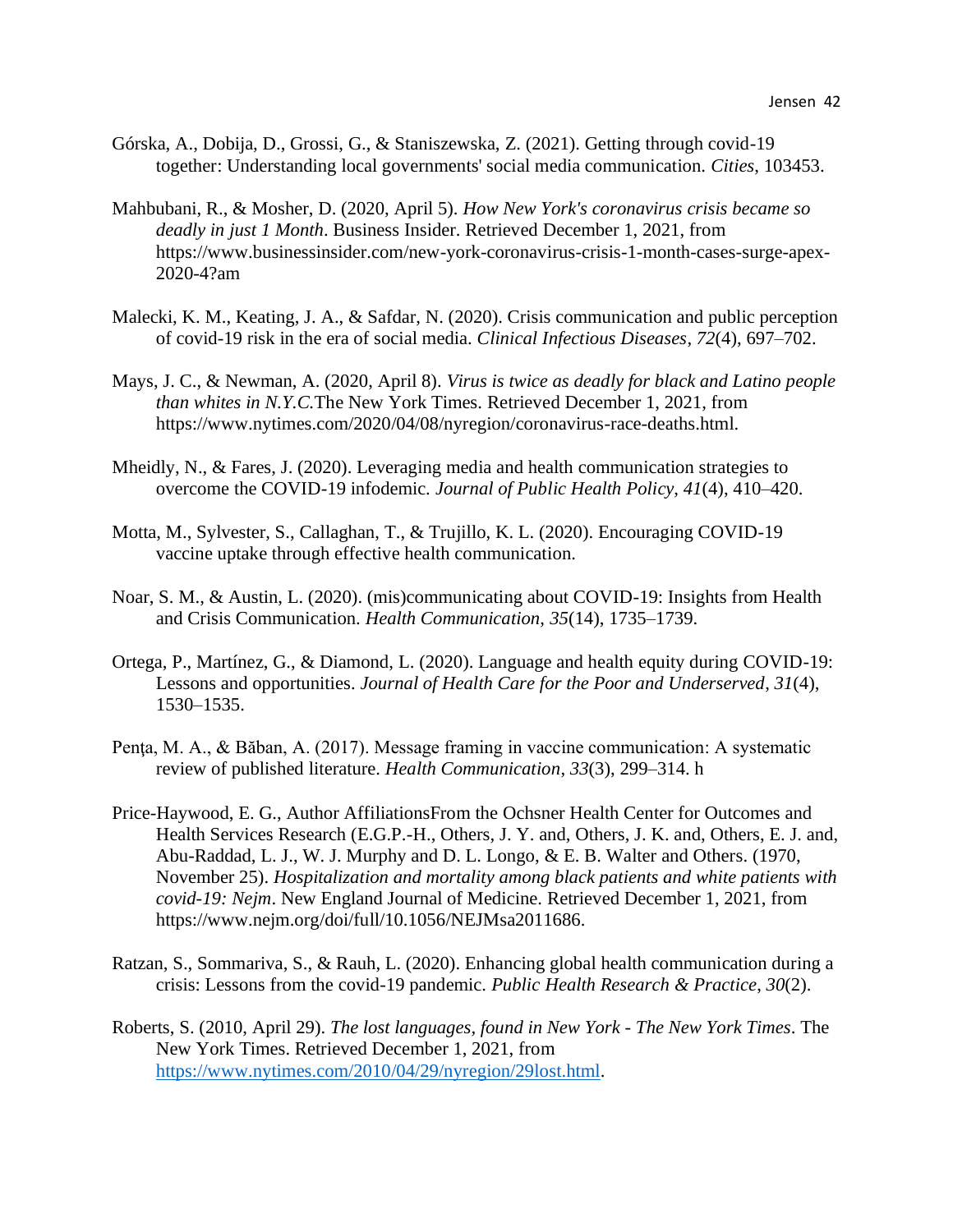Górska, A., Dobija, D., Grossi, G., & Staniszewska, Z. (2021). Getting through covid-19 together: Understanding local governments' social media communication. *Cities*, 103453.

Mahbubani, R., & Mosher, D. (2020, April 5). *How New York's coronavirus crisis became so deadly in just 1 Month*. Business Insider. Retrieved December 1, 2021, from https://www.businessinsider.com/new-york-coronavirus-crisis-1-month-cases-surge-apex-2020-4?am

Malecki, K. M., Keating, J. A., & Safdar, N. (2020). Crisis communication and public perception of covid-19 risk in the era of social media. *Clinical Infectious Diseases*, *72*(4), 697–702.

Mays, J. C., & Newman, A. (2020, April 8). *Virus is twice as deadly for black and Latino people than whites in N.Y.C.*The New York Times. Retrieved December 1, 2021, from https://www.nytimes.com/2020/04/08/nyregion/coronavirus-race-deaths.html.

Mheidly, N., & Fares, J. (2020). Leveraging media and health communication strategies to overcome the COVID-19 infodemic. *Journal of Public Health Policy*, *41*(4), 410–420.

Motta, M., Sylvester, S., Callaghan, T., & Trujillo, K. L. (2020). Encouraging COVID-19 vaccine uptake through effective health communication.

Noar, S. M., & Austin, L. (2020). (mis)communicating about COVID-19: Insights from Health and Crisis Communication. *Health Communication*, *35*(14), 1735–1739.

Ortega, P., Martínez, G., & Diamond, L. (2020). Language and health equity during COVID-19: Lessons and opportunities. *Journal of Health Care for the Poor and Underserved*, *31*(4), 1530–1535.

Penţa, M. A., & Băban, A. (2017). Message framing in vaccine communication: A systematic review of published literature. *Health Communication*, *33*(3), 299–314. h

Price-Haywood, E. G., Author AffiliationsFrom the Ochsner Health Center for Outcomes and Health Services Research (E.G.P.-H., Others, J. Y. and, Others, J. K. and, Others, E. J. and, Abu-Raddad, L. J., W. J. Murphy and D. L. Longo, & E. B. Walter and Others. (1970, November 25). *Hospitalization and mortality among black patients and white patients with covid-19: Nejm*. New England Journal of Medicine. Retrieved December 1, 2021, from https://www.nejm.org/doi/full/10.1056/NEJMsa2011686.

Ratzan, S., Sommariva, S., & Rauh, L. (2020). Enhancing global health communication during a crisis: Lessons from the covid-19 pandemic. *Public Health Research & Practice*, *30*(2).

Roberts, S. (2010, April 29). *The lost languages, found in New York - The New York Times*. The New York Times. Retrieved December 1, 2021, from https://www.nytimes.com/2010/04/29/nyregion/29lost.html.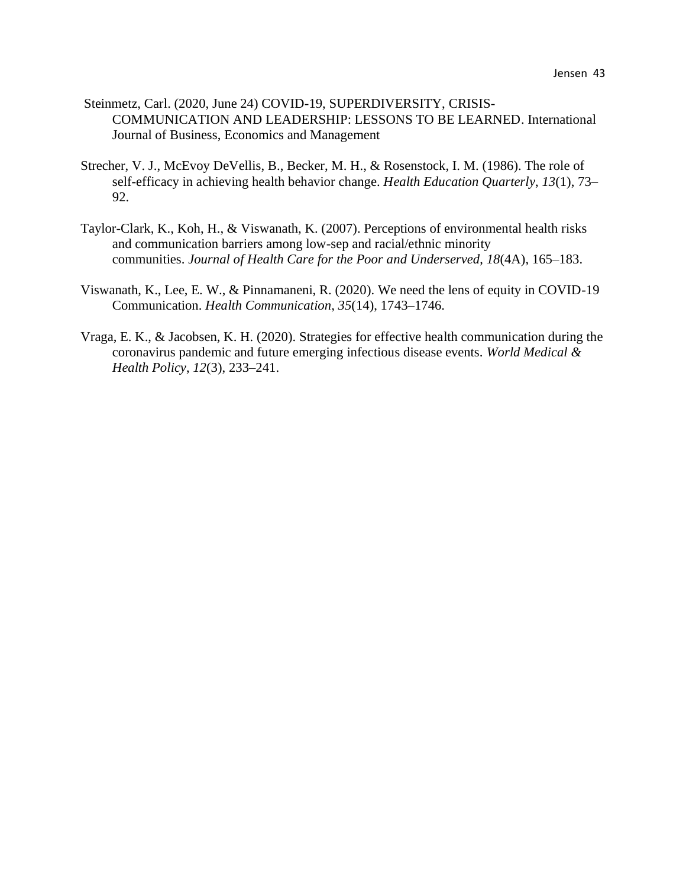Steinmetz, Carl. (2020, June 24) COVID-19, SUPERDIVERSITY, CRISIS-COMMUNICATION AND LEADERSHIP: LESSONS TO BE LEARNED. International Journal of Business, Economics and Management

Strecher, V. J., McEvoy DeVellis, B., Becker, M. H., & Rosenstock, I. M. (1986). The role of self-efficacy in achieving health behavior change. *Health Education Quarterly*, *13*(1), 73–92.

Taylor-Clark, K., Koh, H., & Viswanath, K. (2007). Perceptions of environmental health risks and communication barriers among low-sep and racial/ethnic minority communities. *Journal of Health Care for the Poor and Underserved*, *18*(4A), 165–183.

Viswanath, K., Lee, E. W., & Pinnamaneni, R. (2020). We need the lens of equity in COVID-19 Communication. *Health Communication*, *35*(14), 1743–1746.

Vraga, E. K., & Jacobsen, K. H. (2020). Strategies for effective health communication during the coronavirus pandemic and future emerging infectious disease events. *World Medical & Health Policy*, *12*(3), 233–241.